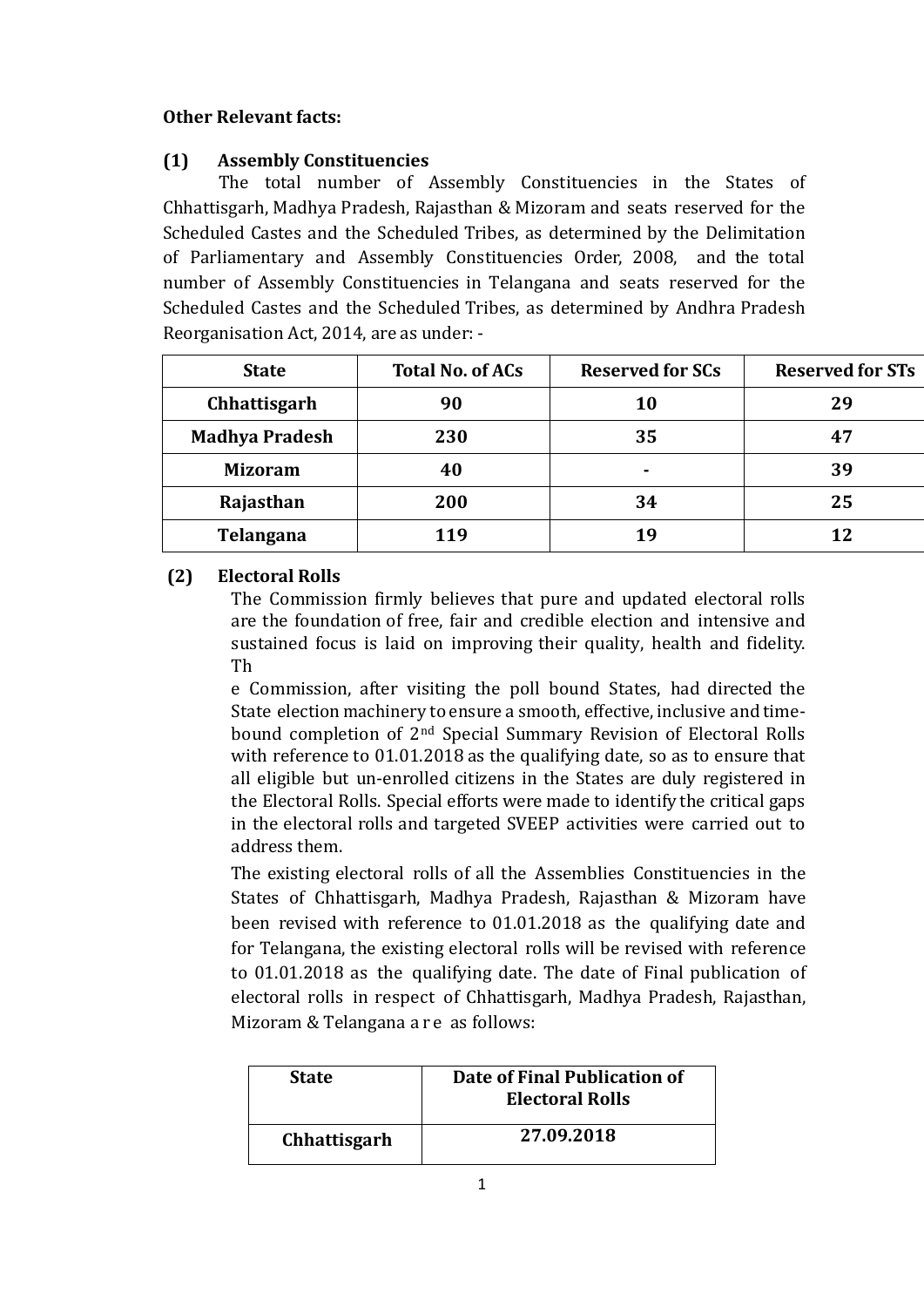**Other Relevant facts:**

**(1) Assembly Constituencies**

The total number of Assembly Constituencies in the States of Chhattisgarh, Madhya Pradesh, Rajasthan & Mizoram and seats reserved for the Scheduled Castes and the Scheduled Tribes, as determined by the Delimitation of Parliamentary and Assembly Constituencies Order, 2008, and the total number of Assembly Constituencies in Telangana and seats reserved for the Scheduled Castes and the Scheduled Tribes, as determined by Andhra Pradesh Reorganisation Act, 2014, are as under: -

| State | Total No. of ACs | Reserved for SCs | Reserved for STs |
|---|---|---|---|
| Chhattisgarh | 90 | 10 | 29 |
| Madhya Pradesh | 230 | 35 | 47 |
| Mizoram | 40 | - | 39 |
| Rajasthan | 200 | 34 | 25 |
| Telangana | 119 | 19 | 12 |

**(2) Electoral Rolls**

The Commission firmly believes that pure and updated electoral rolls are the foundation of free, fair and credible election and intensive and sustained focus is laid on improving their quality, health and fidelity. The Commission, after visiting the poll bound States, had directed the State election machinery to ensure a smooth, effective, inclusive and time-bound completion of 2nd Special Summary Revision of Electoral Rolls with reference to 01.01.2018 as the qualifying date, so as to ensure that all eligible but un-enrolled citizens in the States are duly registered in the Electoral Rolls. Special efforts were made to identify the critical gaps in the electoral rolls and targeted SVEEP activities were carried out to address them.

The existing electoral rolls of all the Assemblies Constituencies in the States of Chhattisgarh, Madhya Pradesh, Rajasthan & Mizoram have been revised with reference to 01.01.2018 as the qualifying date and for Telangana, the existing electoral rolls will be revised with reference to 01.01.2018 as the qualifying date. The date of Final publication of electoral rolls in respect of Chhattisgarh, Madhya Pradesh, Rajasthan, Mizoram & Telangana are as follows:

| State | Date of Final Publication of Electoral Rolls |
|---|---|
| Chhattisgarh | 27.09.2018 |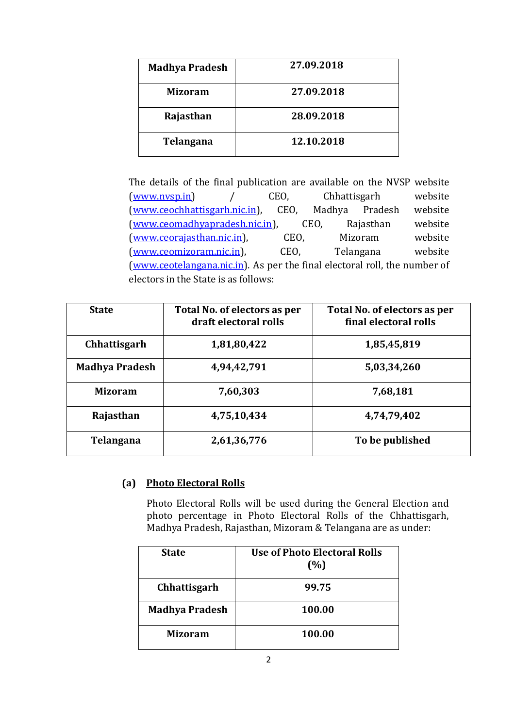| Madhya Pradesh | 27.09.2018 |
|---|---|
| Mizoram | 27.09.2018 |
| Rajasthan | 28.09.2018 |
| Telangana | 12.10.2018 |

The details of the final publication are available on the NVSP website (www.nvsp.in) / CEO, Chhattisgarh website (www.ceochhattisgarh.nic.in), CEO, Madhya Pradesh website (www.ceomadhyapradesh.nic.in), CEO, Rajasthan website (www.ceorajasthan.nic.in), CEO, Mizoram website (www.ceomizoram.nic.in), CEO, Telangana website (www.ceotelangana.nic.in). As per the final electoral roll, the number of electors in the State is as follows:

| State | Total No. of electors as per draft electoral rolls | Total No. of electors as per final electoral rolls |
|---|---|---|
| Chhattisgarh | 1,81,80,422 | 1,85,45,819 |
| Madhya Pradesh | 4,94,42,791 | 5,03,34,260 |
| Mizoram | 7,60,303 | 7,68,181 |
| Rajasthan | 4,75,10,434 | 4,74,79,402 |
| Telangana | 2,61,36,776 | To be published |

**(a) Photo Electoral Rolls**

Photo Electoral Rolls will be used during the General Election and photo percentage in Photo Electoral Rolls of the Chhattisgarh, Madhya Pradesh, Rajasthan, Mizoram & Telangana are as under:

| State | Use of Photo Electoral Rolls (%) |
|---|---|
| Chhattisgarh | 99.75 |
| Madhya Pradesh | 100.00 |
| Mizoram | 100.00 |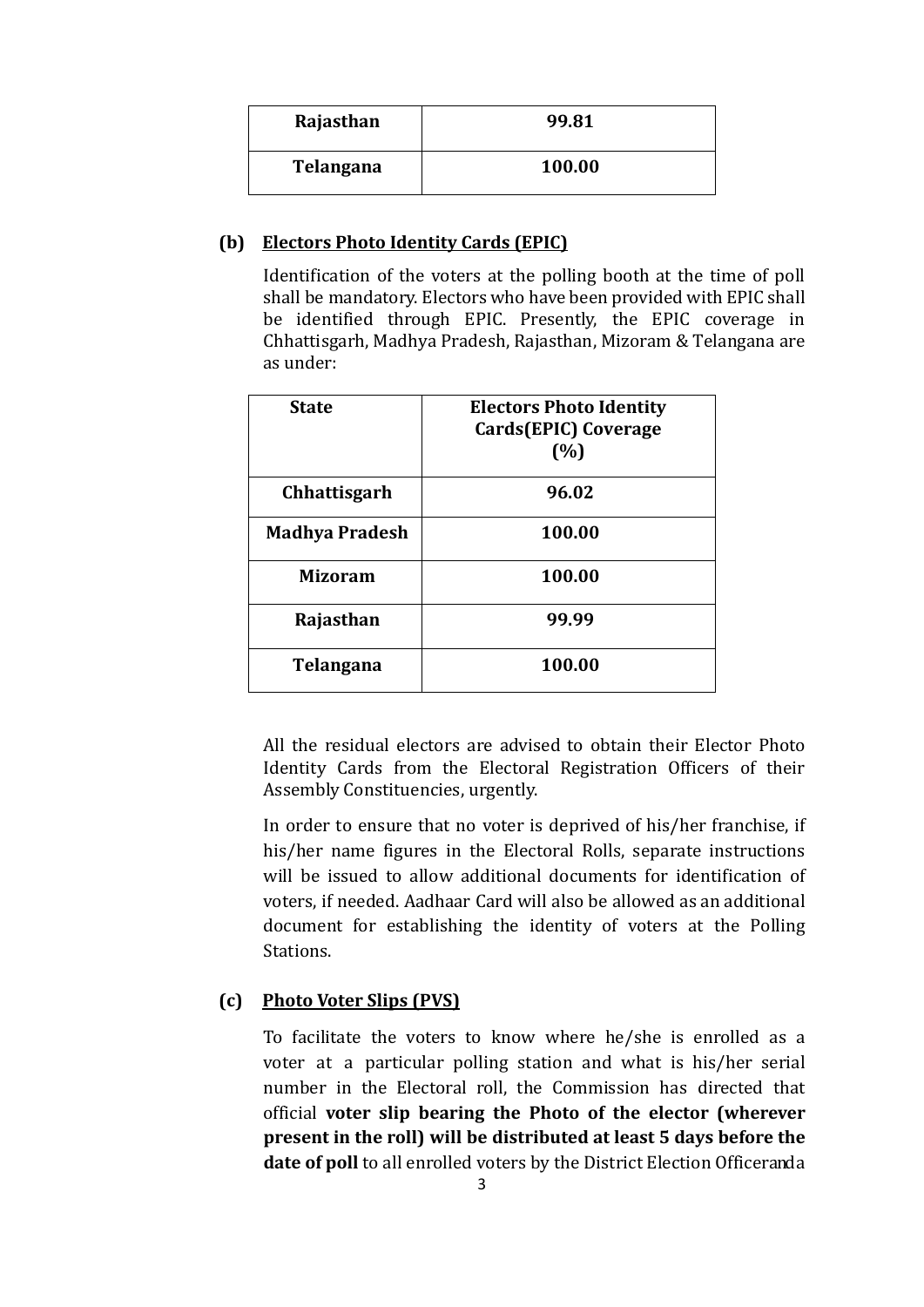| Rajasthan | 99.81 |
|---|---|
| Telangana | 100.00 |

**(b) Electors Photo Identity Cards (EPIC)**

Identification of the voters at the polling booth at the time of poll shall be mandatory. Electors who have been provided with EPIC shall be identified through EPIC. Presently, the EPIC coverage in Chhattisgarh, Madhya Pradesh, Rajasthan, Mizoram & Telangana are as under:

| State | Electors Photo Identity Cards(EPIC) Coverage (%) |
|---|---|
| Chhattisgarh | 96.02 |
| Madhya Pradesh | 100.00 |
| Mizoram | 100.00 |
| Rajasthan | 99.99 |
| Telangana | 100.00 |

All the residual electors are advised to obtain their Elector Photo Identity Cards from the Electoral Registration Officers of their Assembly Constituencies, urgently.

In order to ensure that no voter is deprived of his/her franchise, if his/her name figures in the Electoral Rolls, separate instructions will be issued to allow additional documents for identification of voters, if needed. Aadhaar Card will also be allowed as an additional document for establishing the identity of voters at the Polling Stations.

**(c) Photo Voter Slips (PVS)**

To facilitate the voters to know where he/she is enrolled as a voter at a particular polling station and what is his/her serial number in the Electoral roll, the Commission has directed that official **voter slip bearing the Photo of the elector (wherever present in the roll) will be distributed at least 5 days before the date of poll** to all enrolled voters by the District Election Officeranda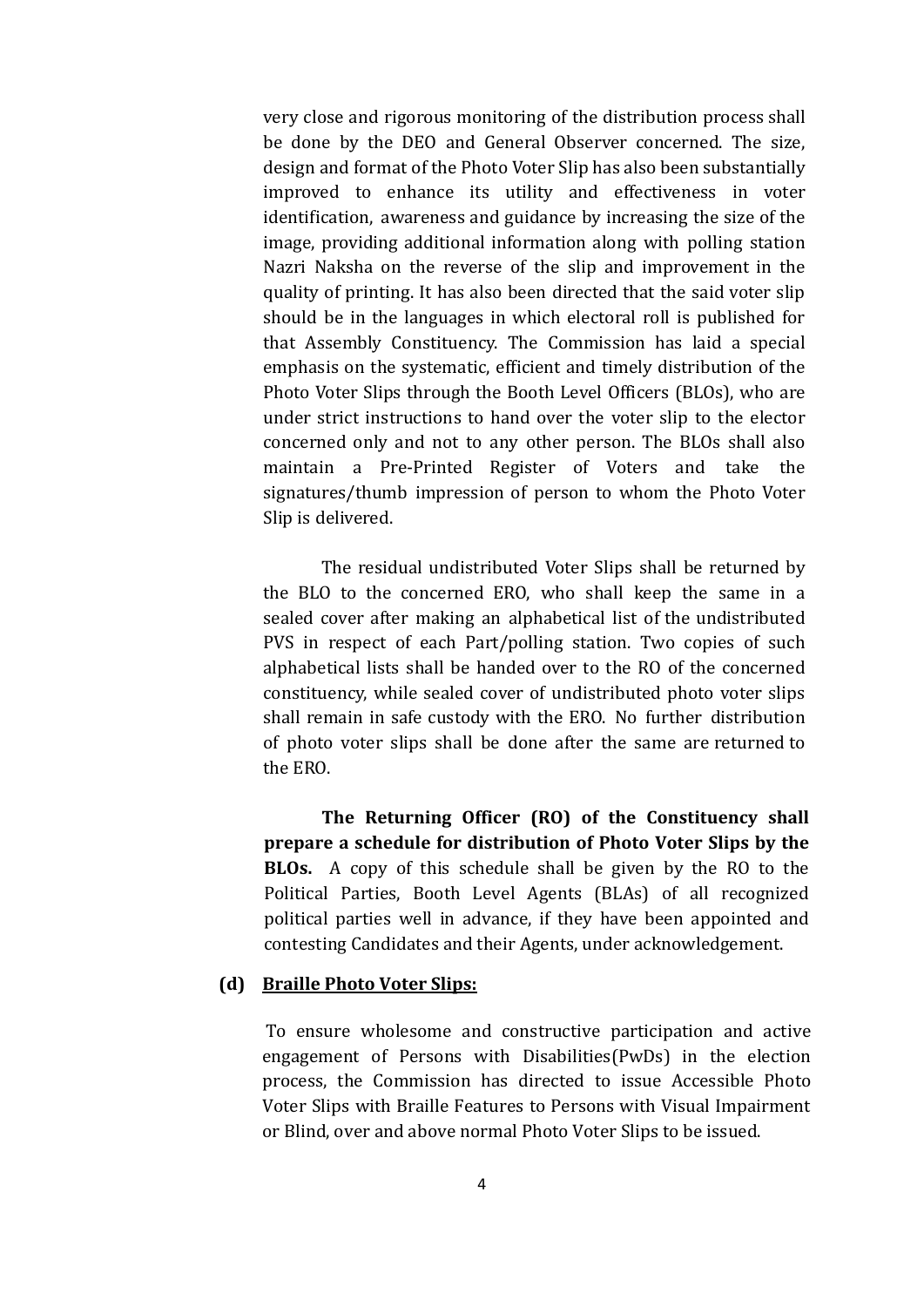very close and rigorous monitoring of the distribution process shall be done by the DEO and General Observer concerned. The size, design and format of the Photo Voter Slip has also been substantially improved to enhance its utility and effectiveness in voter identification, awareness and guidance by increasing the size of the image, providing additional information along with polling station Nazri Naksha on the reverse of the slip and improvement in the quality of printing. It has also been directed that the said voter slip should be in the languages in which electoral roll is published for that Assembly Constituency. The Commission has laid a special emphasis on the systematic, efficient and timely distribution of the Photo Voter Slips through the Booth Level Officers (BLOs), who are under strict instructions to hand over the voter slip to the elector concerned only and not to any other person. The BLOs shall also maintain a Pre-Printed Register of Voters and take the signatures/thumb impression of person to whom the Photo Voter Slip is delivered.

The residual undistributed Voter Slips shall be returned by the BLO to the concerned ERO, who shall keep the same in a sealed cover after making an alphabetical list of the undistributed PVS in respect of each Part/polling station. Two copies of such alphabetical lists shall be handed over to the RO of the concerned constituency, while sealed cover of undistributed photo voter slips shall remain in safe custody with the ERO. No further distribution of photo voter slips shall be done after the same are returned to the ERO.

**The Returning Officer (RO) of the Constituency shall prepare a schedule for distribution of Photo Voter Slips by the BLOs.** A copy of this schedule shall be given by the RO to the Political Parties, Booth Level Agents (BLAs) of all recognized political parties well in advance, if they have been appointed and contesting Candidates and their Agents, under acknowledgement.

**(d) <u>Braille Photo Voter Slips:</u>**

To ensure wholesome and constructive participation and active engagement of Persons with Disabilities(PwDs) in the election process, the Commission has directed to issue Accessible Photo Voter Slips with Braille Features to Persons with Visual Impairment or Blind, over and above normal Photo Voter Slips to be issued.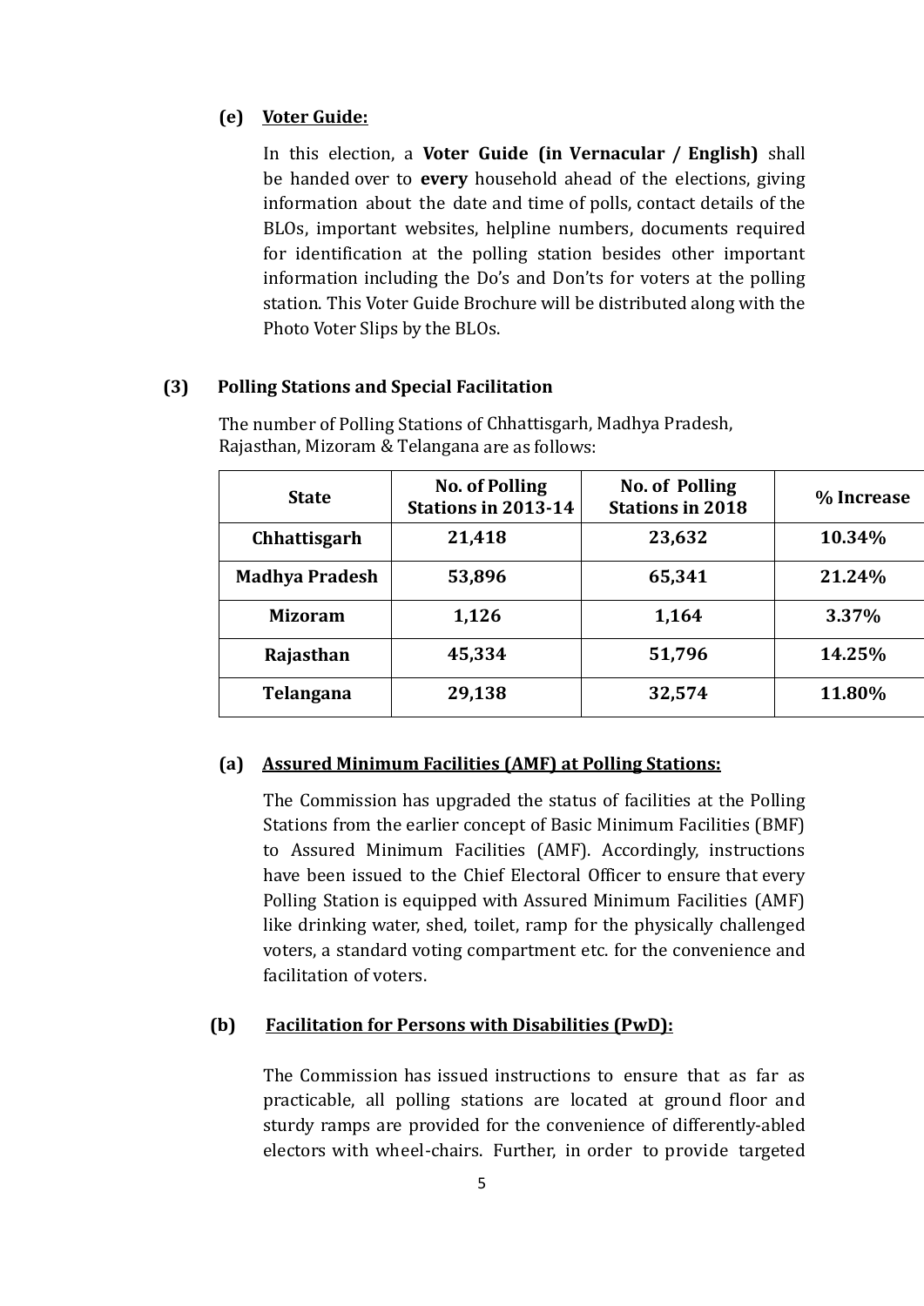**(e) <u>Voter Guide:</u>**

In this election, a **Voter Guide (in Vernacular / English)** shall be handed over to **every** household ahead of the elections, giving information about the date and time of polls, contact details of the BLOs, important websites, helpline numbers, documents required for identification at the polling station besides other important information including the Do's and Don'ts for voters at the polling station. This Voter Guide Brochure will be distributed along with the Photo Voter Slips by the BLOs.

## (3) Polling Stations and Special Facilitation

The number of Polling Stations of Chhattisgarh, Madhya Pradesh, Rajasthan, Mizoram & Telangana are as follows:

| State | No. of Polling Stations in 2013-14 | No. of Polling Stations in 2018 | % Increase |
|---|---|---|---|
| **Chhattisgarh** | **21,418** | **23,632** | **10.34%** |
| **Madhya Pradesh** | **53,896** | **65,341** | **21.24%** |
| **Mizoram** | **1,126** | **1,164** | **3.37%** |
| **Rajasthan** | **45,334** | **51,796** | **14.25%** |
| **Telangana** | **29,138** | **32,574** | **11.80%** |

**(a) <u>Assured Minimum Facilities (AMF) at Polling Stations:</u>**

The Commission has upgraded the status of facilities at the Polling Stations from the earlier concept of Basic Minimum Facilities (BMF) to Assured Minimum Facilities (AMF). Accordingly, instructions have been issued to the Chief Electoral Officer to ensure that every Polling Station is equipped with Assured Minimum Facilities (AMF) like drinking water, shed, toilet, ramp for the physically challenged voters, a standard voting compartment etc. for the convenience and facilitation of voters.

**(b) <u>Facilitation for Persons with Disabilities (PwD):</u>**

The Commission has issued instructions to ensure that as far as practicable, all polling stations are located at ground floor and sturdy ramps are provided for the convenience of differently-abled electors with wheel-chairs. Further, in order to provide targeted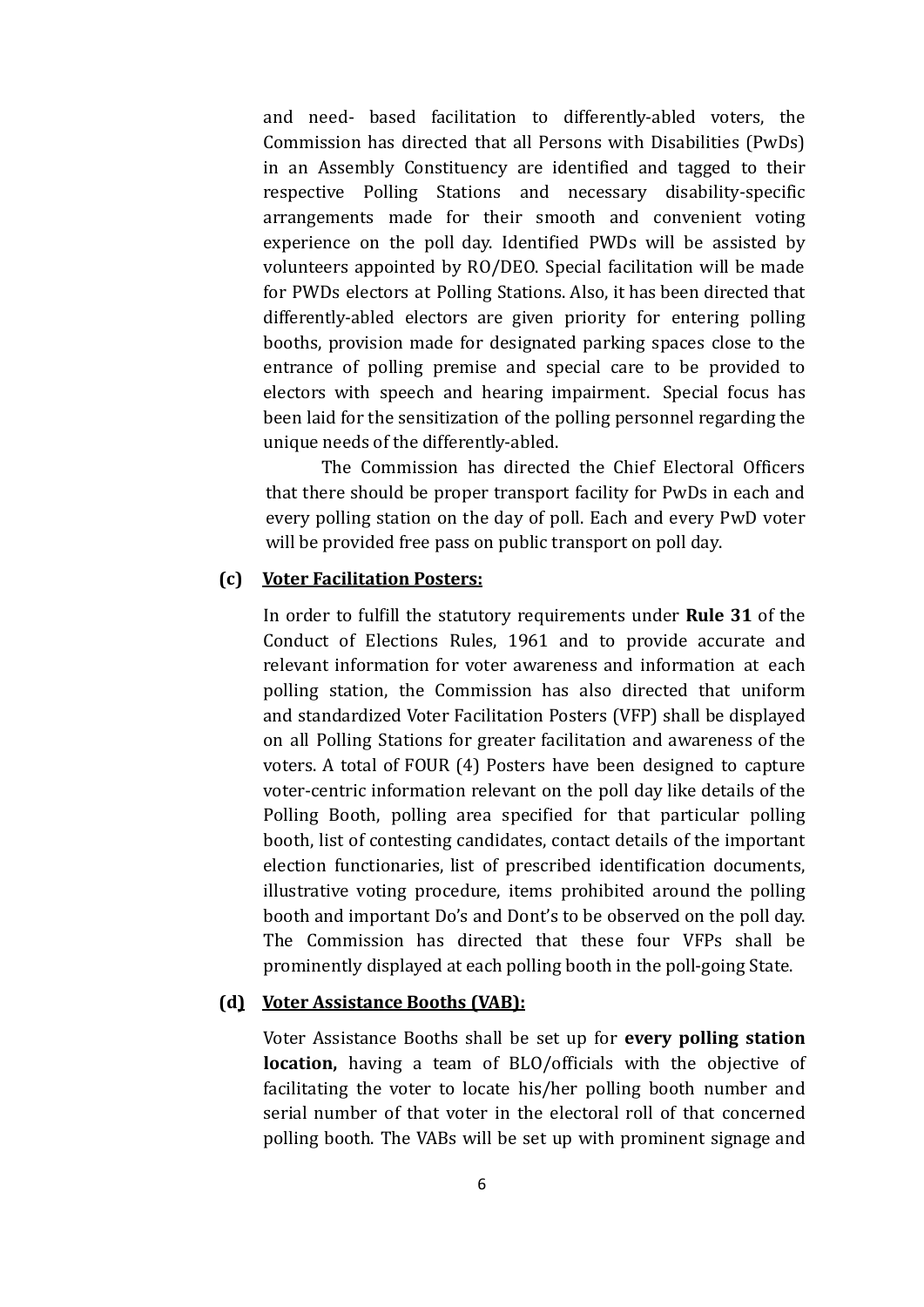and need- based facilitation to differently-abled voters, the Commission has directed that all Persons with Disabilities (PwDs) in an Assembly Constituency are identified and tagged to their respective Polling Stations and necessary disability-specific arrangements made for their smooth and convenient voting experience on the poll day. Identified PWDs will be assisted by volunteers appointed by RO/DEO. Special facilitation will be made for PWDs electors at Polling Stations. Also, it has been directed that differently-abled electors are given priority for entering polling booths, provision made for designated parking spaces close to the entrance of polling premise and special care to be provided to electors with speech and hearing impairment. Special focus has been laid for the sensitization of the polling personnel regarding the unique needs of the differently-abled.

The Commission has directed the Chief Electoral Officers that there should be proper transport facility for PwDs in each and every polling station on the day of poll. Each and every PwD voter will be provided free pass on public transport on poll day.

**(c) <u>Voter Facilitation Posters:</u>**

In order to fulfill the statutory requirements under **Rule 31** of the Conduct of Elections Rules, 1961 and to provide accurate and relevant information for voter awareness and information at each polling station, the Commission has also directed that uniform and standardized Voter Facilitation Posters (VFP) shall be displayed on all Polling Stations for greater facilitation and awareness of the voters. A total of FOUR (4) Posters have been designed to capture voter-centric information relevant on the poll day like details of the Polling Booth, polling area specified for that particular polling booth, list of contesting candidates, contact details of the important election functionaries, list of prescribed identification documents, illustrative voting procedure, items prohibited around the polling booth and important Do's and Dont's to be observed on the poll day. The Commission has directed that these four VFPs shall be prominently displayed at each polling booth in the poll-going State.

**(d) <u>Voter Assistance Booths (VAB):</u>**

Voter Assistance Booths shall be set up for **every polling station location,** having a team of BLO/officials with the objective of facilitating the voter to locate his/her polling booth number and serial number of that voter in the electoral roll of that concerned polling booth. The VABs will be set up with prominent signage and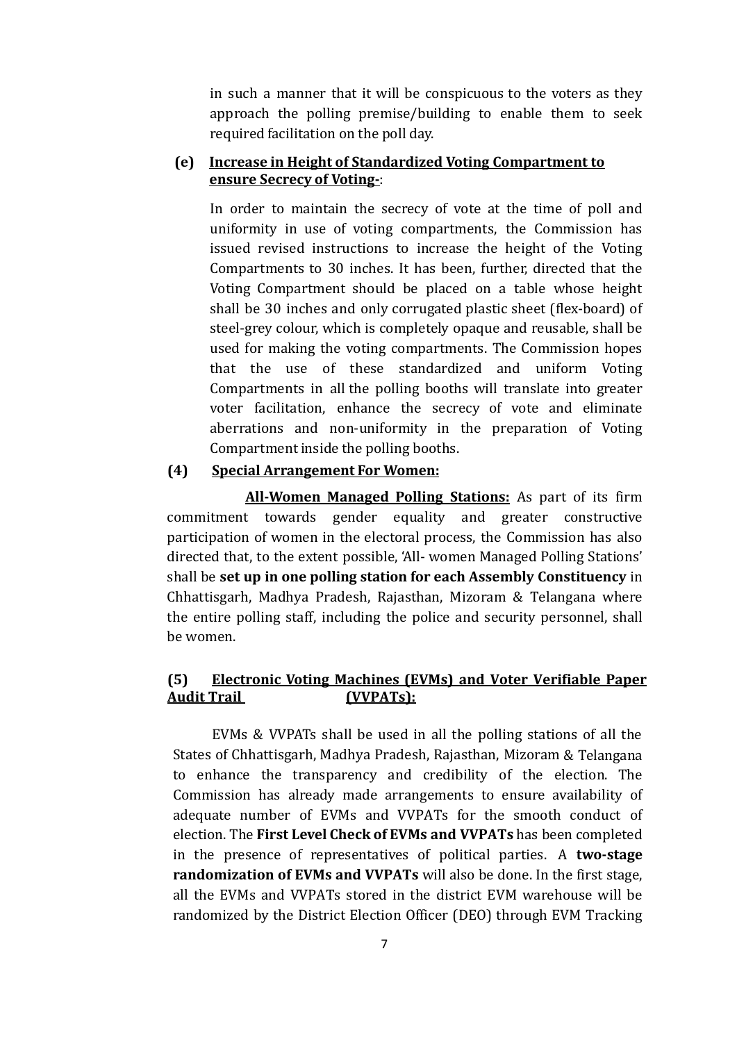in such a manner that it will be conspicuous to the voters as they approach the polling premise/building to enable them to seek required facilitation on the poll day.

**(e) <u>Increase in Height of Standardized Voting Compartment to ensure Secrecy of Voting-</u>**:

In order to maintain the secrecy of vote at the time of poll and uniformity in use of voting compartments, the Commission has issued revised instructions to increase the height of the Voting Compartments to 30 inches. It has been, further, directed that the Voting Compartment should be placed on a table whose height shall be 30 inches and only corrugated plastic sheet (flex-board) of steel-grey colour, which is completely opaque and reusable, shall be used for making the voting compartments. The Commission hopes that the use of these standardized and uniform Voting Compartments in all the polling booths will translate into greater voter facilitation, enhance the secrecy of vote and eliminate aberrations and non-uniformity in the preparation of Voting Compartment inside the polling booths.

**(4) <u>Special Arrangement For Women:</u>**

**<u>All-Women Managed Polling Stations:</u>** As part of its firm commitment towards gender equality and greater constructive participation of women in the electoral process, the Commission has also directed that, to the extent possible, 'All- women Managed Polling Stations' shall be **set up in one polling station for each Assembly Constituency** in Chhattisgarh, Madhya Pradesh, Rajasthan, Mizoram & Telangana where the entire polling staff, including the police and security personnel, shall be women.

**(5) <u>Electronic Voting Machines (EVMs) and Voter Verifiable Paper Audit Trail (VVPATs):</u>**

EVMs & VVPATs shall be used in all the polling stations of all the States of Chhattisgarh, Madhya Pradesh, Rajasthan, Mizoram & Telangana to enhance the transparency and credibility of the election. The Commission has already made arrangements to ensure availability of adequate number of EVMs and VVPATs for the smooth conduct of election. The **First Level Check of EVMs and VVPATs** has been completed in the presence of representatives of political parties. A **two-stage randomization of EVMs and VVPATs** will also be done. In the first stage, all the EVMs and VVPATs stored in the district EVM warehouse will be randomized by the District Election Officer (DEO) through EVM Tracking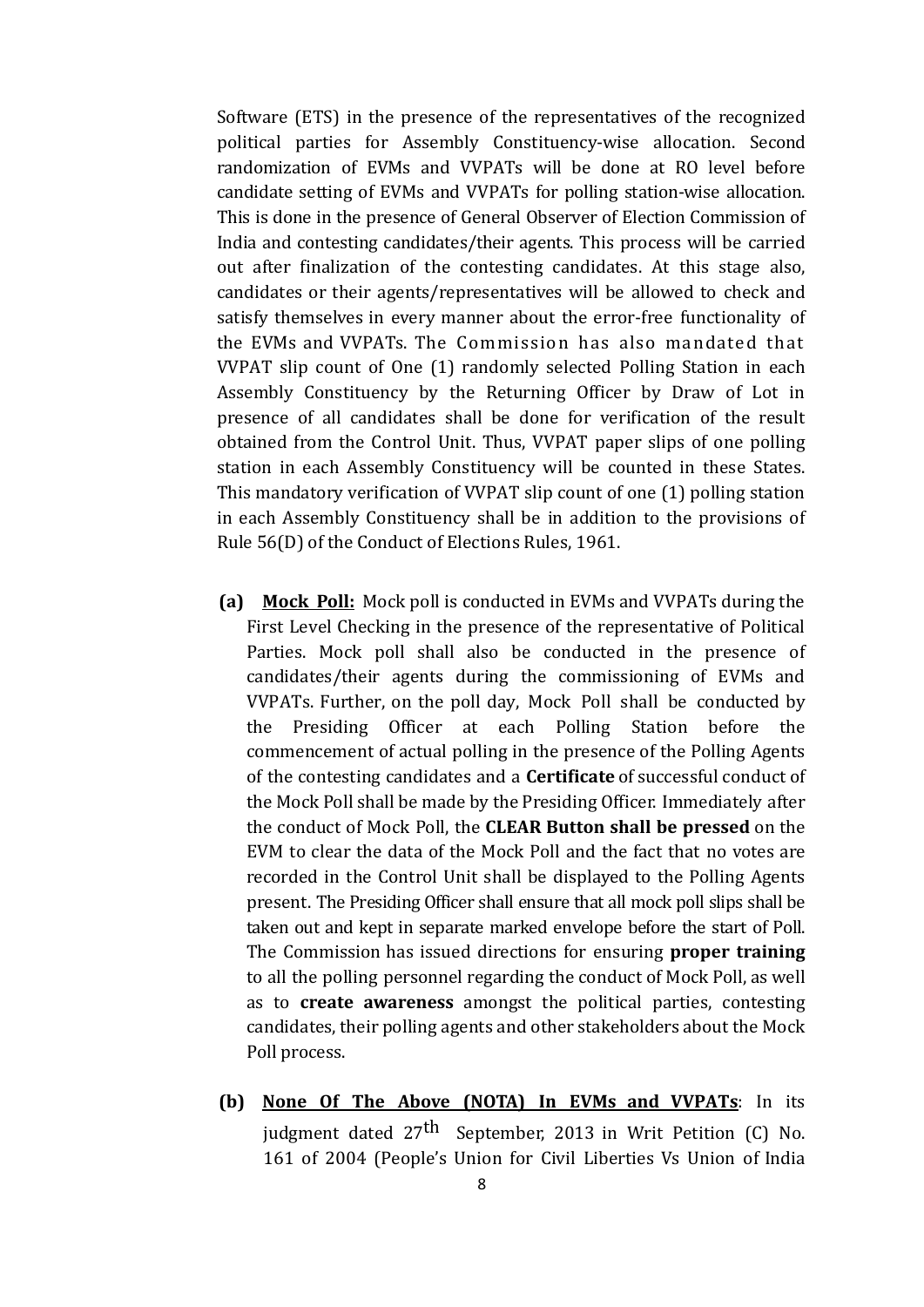Software (ETS) in the presence of the representatives of the recognized political parties for Assembly Constituency-wise allocation. Second randomization of EVMs and VVPATs will be done at RO level before candidate setting of EVMs and VVPATs for polling station-wise allocation. This is done in the presence of General Observer of Election Commission of India and contesting candidates/their agents. This process will be carried out after finalization of the contesting candidates. At this stage also, candidates or their agents/representatives will be allowed to check and satisfy themselves in every manner about the error-free functionality of the EVMs and VVPATs. The Commission has also mandated that VVPAT slip count of One (1) randomly selected Polling Station in each Assembly Constituency by the Returning Officer by Draw of Lot in presence of all candidates shall be done for verification of the result obtained from the Control Unit. Thus, VVPAT paper slips of one polling station in each Assembly Constituency will be counted in these States. This mandatory verification of VVPAT slip count of one (1) polling station in each Assembly Constituency shall be in addition to the provisions of Rule 56(D) of the Conduct of Elections Rules, 1961.

**(a)** **Mock Poll:** Mock poll is conducted in EVMs and VVPATs during the First Level Checking in the presence of the representative of Political Parties. Mock poll shall also be conducted in the presence of candidates/their agents during the commissioning of EVMs and VVPATs. Further, on the poll day, Mock Poll shall be conducted by the Presiding Officer at each Polling Station before the commencement of actual polling in the presence of the Polling Agents of the contesting candidates and a **Certificate** of successful conduct of the Mock Poll shall be made by the Presiding Officer. Immediately after the conduct of Mock Poll, the **CLEAR Button shall be pressed** on the EVM to clear the data of the Mock Poll and the fact that no votes are recorded in the Control Unit shall be displayed to the Polling Agents present. The Presiding Officer shall ensure that all mock poll slips shall be taken out and kept in separate marked envelope before the start of Poll. The Commission has issued directions for ensuring **proper training** to all the polling personnel regarding the conduct of Mock Poll, as well as to **create awareness** amongst the political parties, contesting candidates, their polling agents and other stakeholders about the Mock Poll process.

**(b)** **None Of The Above (NOTA) In EVMs and VVPATs**: In its judgment dated 27th September, 2013 in Writ Petition (C) No. 161 of 2004 (People's Union for Civil Liberties Vs Union of India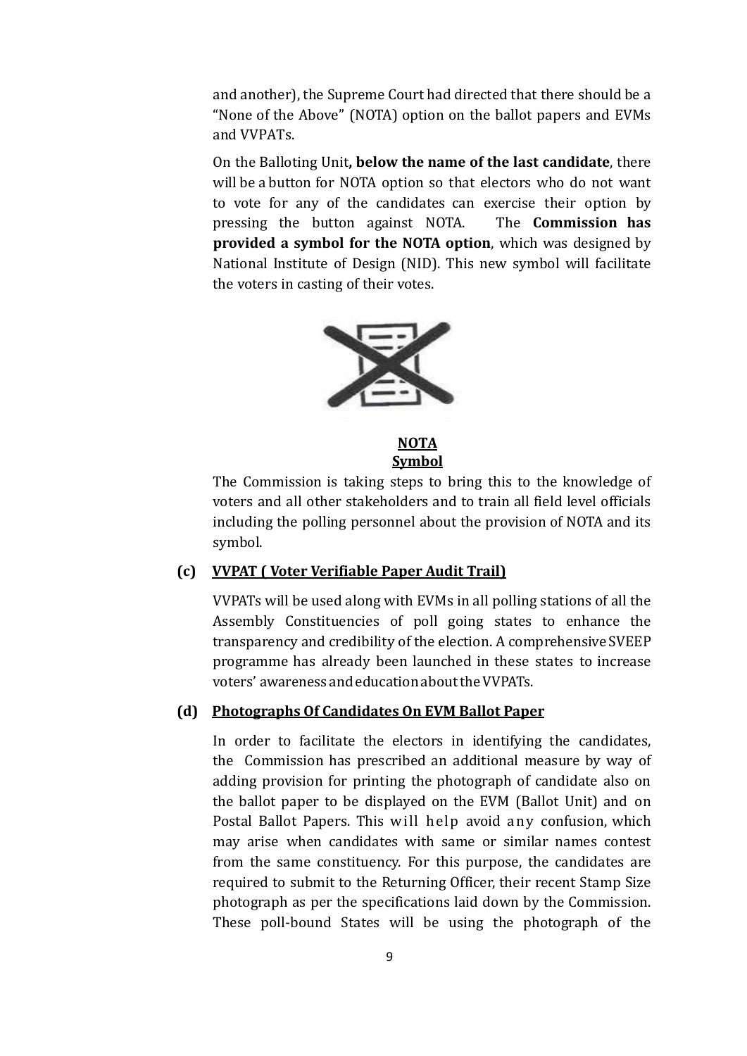and another), the Supreme Court had directed that there should be a "None of the Above" (NOTA) option on the ballot papers and EVMs and VVPATs.

On the Balloting Unit**, below the name of the last candidate**, there will be a button for NOTA option so that electors who do not want to vote for any of the candidates can exercise their option by pressing the button against NOTA. The **Commission has provided a symbol for the NOTA option**, which was designed by National Institute of Design (NID). This new symbol will facilitate the voters in casting of their votes.

**NOTA Symbol**

The Commission is taking steps to bring this to the knowledge of voters and all other stakeholders and to train all field level officials including the polling personnel about the provision of NOTA and its symbol.

### (c) VVPAT ( Voter Verifiable Paper Audit Trail)

VVPATs will be used along with EVMs in all polling stations of all the Assembly Constituencies of poll going states to enhance the transparency and credibility of the election. A comprehensive SVEEP programme has already been launched in these states to increase voters' awareness and education about the VVPATs.

### (d) Photographs Of Candidates On EVM Ballot Paper

In order to facilitate the electors in identifying the candidates, the Commission has prescribed an additional measure by way of adding provision for printing the photograph of candidate also on the ballot paper to be displayed on the EVM (Ballot Unit) and on Postal Ballot Papers. This will help avoid any confusion, which may arise when candidates with same or similar names contest from the same constituency. For this purpose, the candidates are required to submit to the Returning Officer, their recent Stamp Size photograph as per the specifications laid down by the Commission. These poll-bound States will be using the photograph of the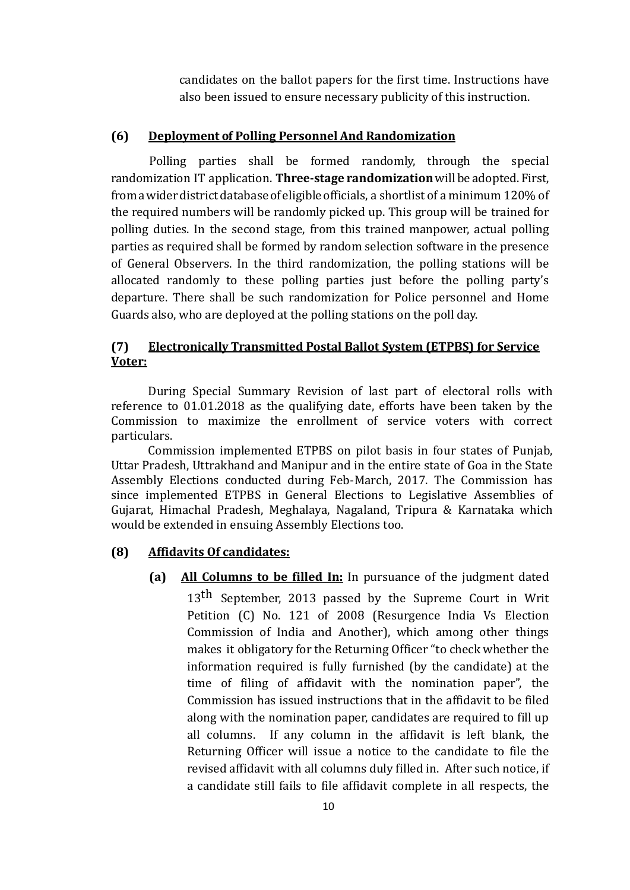candidates on the ballot papers for the first time. Instructions have also been issued to ensure necessary publicity of this instruction.

### (6) Deployment of Polling Personnel And Randomization

Polling parties shall be formed randomly, through the special randomization IT application. **Three-stage randomization** will be adopted. First, from a wider district database of eligible officials, a shortlist of a minimum 120% of the required numbers will be randomly picked up. This group will be trained for polling duties. In the second stage, from this trained manpower, actual polling parties as required shall be formed by random selection software in the presence of General Observers. In the third randomization, the polling stations will be allocated randomly to these polling parties just before the polling party's departure. There shall be such randomization for Police personnel and Home Guards also, who are deployed at the polling stations on the poll day.

### (7) Electronically Transmitted Postal Ballot System (ETPBS) for Service Voter:

During Special Summary Revision of last part of electoral rolls with reference to 01.01.2018 as the qualifying date, efforts have been taken by the Commission to maximize the enrollment of service voters with correct particulars.

Commission implemented ETPBS on pilot basis in four states of Punjab, Uttar Pradesh, Uttrakhand and Manipur and in the entire state of Goa in the State Assembly Elections conducted during Feb-March, 2017. The Commission has since implemented ETPBS in General Elections to Legislative Assemblies of Gujarat, Himachal Pradesh, Meghalaya, Nagaland, Tripura & Karnataka which would be extended in ensuing Assembly Elections too.

### (8) Affidavits Of candidates:

**(a) All Columns to be filled In:** In pursuance of the judgment dated 13th September, 2013 passed by the Supreme Court in Writ Petition (C) No. 121 of 2008 (Resurgence India Vs Election Commission of India and Another), which among other things makes it obligatory for the Returning Officer "to check whether the information required is fully furnished (by the candidate) at the time of filing of affidavit with the nomination paper", the Commission has issued instructions that in the affidavit to be filed along with the nomination paper, candidates are required to fill up all columns. If any column in the affidavit is left blank, the Returning Officer will issue a notice to the candidate to file the revised affidavit with all columns duly filled in. After such notice, if a candidate still fails to file affidavit complete in all respects, the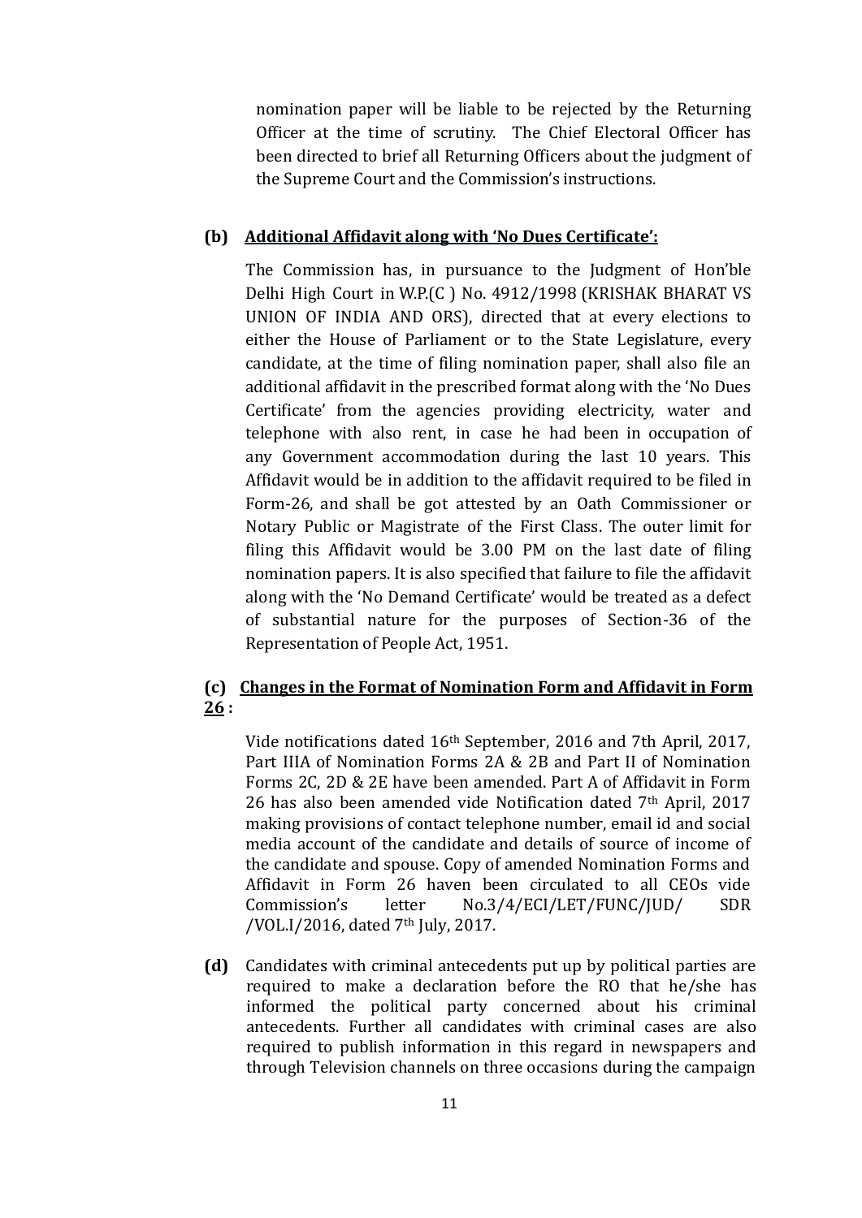nomination paper will be liable to be rejected by the Returning Officer at the time of scrutiny. The Chief Electoral Officer has been directed to brief all Returning Officers about the judgment of the Supreme Court and the Commission's instructions.

**(b) Additional Affidavit along with 'No Dues Certificate':**

The Commission has, in pursuance to the Judgment of Hon'ble Delhi High Court in W.P.(C ) No. 4912/1998 (KRISHAK BHARAT VS UNION OF INDIA AND ORS), directed that at every elections to either the House of Parliament or to the State Legislature, every candidate, at the time of filing nomination paper, shall also file an additional affidavit in the prescribed format along with the 'No Dues Certificate' from the agencies providing electricity, water and telephone with also rent, in case he had been in occupation of any Government accommodation during the last 10 years. This Affidavit would be in addition to the affidavit required to be filed in Form-26, and shall be got attested by an Oath Commissioner or Notary Public or Magistrate of the First Class. The outer limit for filing this Affidavit would be 3.00 PM on the last date of filing nomination papers. It is also specified that failure to file the affidavit along with the 'No Demand Certificate' would be treated as a defect of substantial nature for the purposes of Section-36 of the Representation of People Act, 1951.

**(c) Changes in the Format of Nomination Form and Affidavit in Form 26 :**

Vide notifications dated 16th September, 2016 and 7th April, 2017, Part IIIA of Nomination Forms 2A & 2B and Part II of Nomination Forms 2C, 2D & 2E have been amended. Part A of Affidavit in Form 26 has also been amended vide Notification dated 7th April, 2017 making provisions of contact telephone number, email id and social media account of the candidate and details of source of income of the candidate and spouse. Copy of amended Nomination Forms and Affidavit in Form 26 haven been circulated to all CEOs vide Commission's letter No.3/4/ECI/LET/FUNC/JUD/ SDR /VOL.I/2016, dated 7th July, 2017.

**(d)** Candidates with criminal antecedents put up by political parties are required to make a declaration before the RO that he/she has informed the political party concerned about his criminal antecedents. Further all candidates with criminal cases are also required to publish information in this regard in newspapers and through Television channels on three occasions during the campaign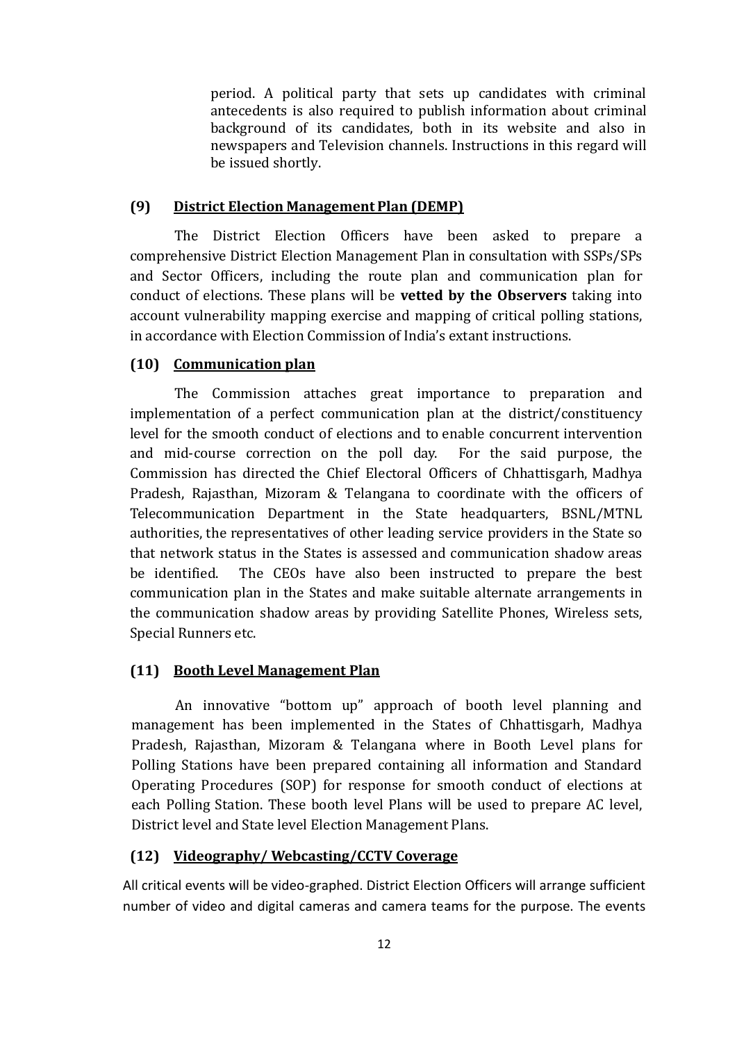period. A political party that sets up candidates with criminal antecedents is also required to publish information about criminal background of its candidates, both in its website and also in newspapers and Television channels. Instructions in this regard will be issued shortly.

### (9) <u>District Election Management Plan (DEMP)</u>

The District Election Officers have been asked to prepare a comprehensive District Election Management Plan in consultation with SSPs/SPs and Sector Officers, including the route plan and communication plan for conduct of elections. These plans will be **vetted by the Observers** taking into account vulnerability mapping exercise and mapping of critical polling stations, in accordance with Election Commission of India's extant instructions.

### (10) <u>Communication plan</u>

The Commission attaches great importance to preparation and implementation of a perfect communication plan at the district/constituency level for the smooth conduct of elections and to enable concurrent intervention and mid-course correction on the poll day. For the said purpose, the Commission has directed the Chief Electoral Officers of Chhattisgarh, Madhya Pradesh, Rajasthan, Mizoram & Telangana to coordinate with the officers of Telecommunication Department in the State headquarters, BSNL/MTNL authorities, the representatives of other leading service providers in the State so that network status in the States is assessed and communication shadow areas be identified. The CEOs have also been instructed to prepare the best communication plan in the States and make suitable alternate arrangements in the communication shadow areas by providing Satellite Phones, Wireless sets, Special Runners etc.

### (11) <u>Booth Level Management Plan</u>

An innovative "bottom up" approach of booth level planning and management has been implemented in the States of Chhattisgarh, Madhya Pradesh, Rajasthan, Mizoram & Telangana where in Booth Level plans for Polling Stations have been prepared containing all information and Standard Operating Procedures (SOP) for response for smooth conduct of elections at each Polling Station. These booth level Plans will be used to prepare AC level, District level and State level Election Management Plans.

### (12) <u>Videography/ Webcasting/CCTV Coverage</u>

All critical events will be video-graphed. District Election Officers will arrange sufficient number of video and digital cameras and camera teams for the purpose. The events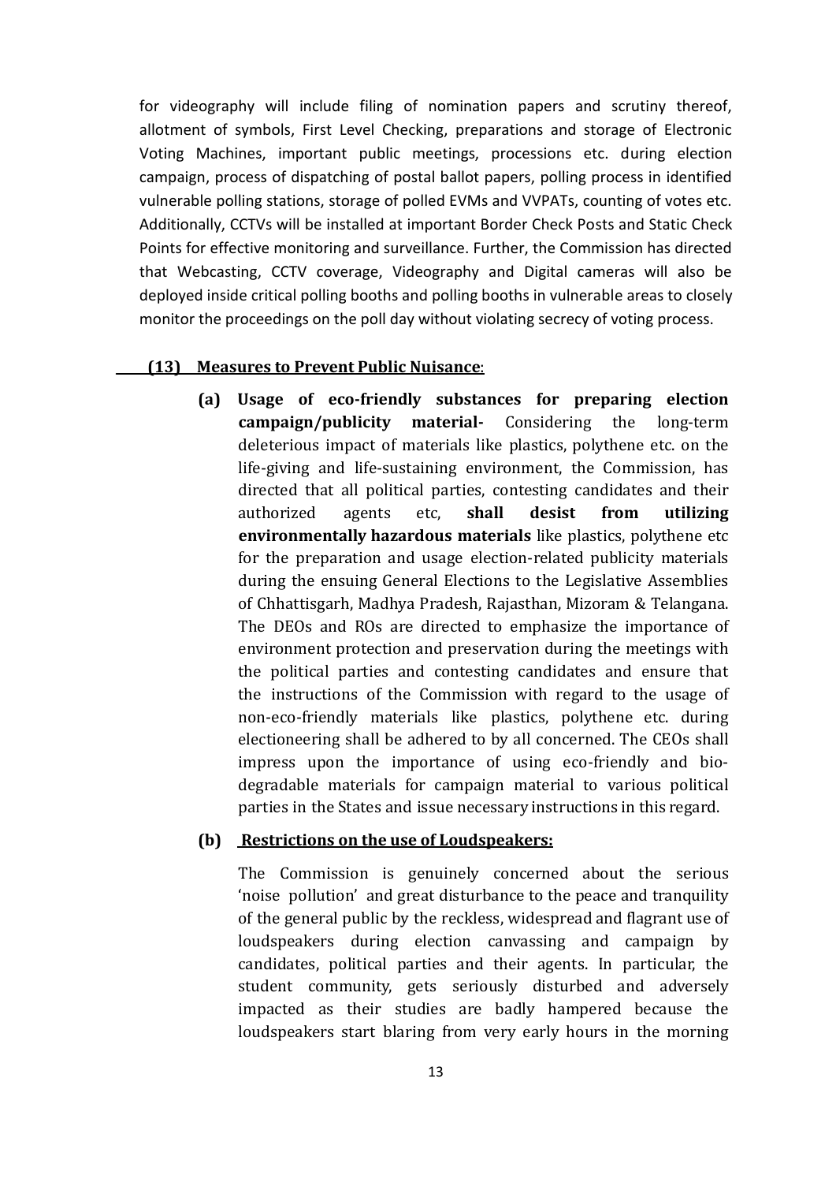for videography will include filing of nomination papers and scrutiny thereof, allotment of symbols, First Level Checking, preparations and storage of Electronic Voting Machines, important public meetings, processions etc. during election campaign, process of dispatching of postal ballot papers, polling process in identified vulnerable polling stations, storage of polled EVMs and VVPATs, counting of votes etc. Additionally, CCTVs will be installed at important Border Check Posts and Static Check Points for effective monitoring and surveillance. Further, the Commission has directed that Webcasting, CCTV coverage, Videography and Digital cameras will also be deployed inside critical polling booths and polling booths in vulnerable areas to closely monitor the proceedings on the poll day without violating secrecy of voting process.

**(13) Measures to Prevent Public Nuisance**:

**(a) Usage of eco-friendly substances for preparing election campaign/publicity material-** Considering the long-term deleterious impact of materials like plastics, polythene etc. on the life-giving and life-sustaining environment, the Commission, has directed that all political parties, contesting candidates and their authorized agents etc, **shall desist from utilizing environmentally hazardous materials** like plastics, polythene etc for the preparation and usage election-related publicity materials during the ensuing General Elections to the Legislative Assemblies of Chhattisgarh, Madhya Pradesh, Rajasthan, Mizoram & Telangana. The DEOs and ROs are directed to emphasize the importance of environment protection and preservation during the meetings with the political parties and contesting candidates and ensure that the instructions of the Commission with regard to the usage of non-eco-friendly materials like plastics, polythene etc. during electioneering shall be adhered to by all concerned. The CEOs shall impress upon the importance of using eco-friendly and bio-degradable materials for campaign material to various political parties in the States and issue necessary instructions in this regard.

**(b) Restrictions on the use of Loudspeakers:**

The Commission is genuinely concerned about the serious 'noise pollution' and great disturbance to the peace and tranquility of the general public by the reckless, widespread and flagrant use of loudspeakers during election canvassing and campaign by candidates, political parties and their agents. In particular, the student community, gets seriously disturbed and adversely impacted as their studies are badly hampered because the loudspeakers start blaring from very early hours in the morning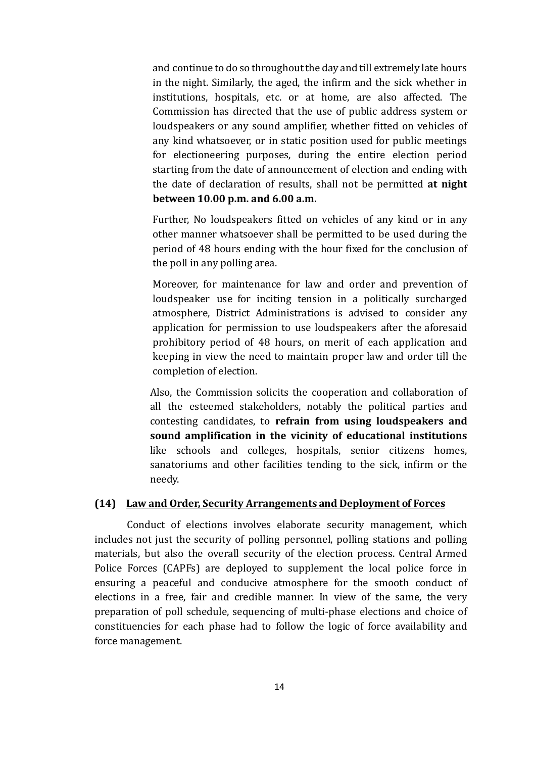and continue to do so throughout the day and till extremely late hours in the night. Similarly, the aged, the infirm and the sick whether in institutions, hospitals, etc. or at home, are also affected. The Commission has directed that the use of public address system or loudspeakers or any sound amplifier, whether fitted on vehicles of any kind whatsoever, or in static position used for public meetings for electioneering purposes, during the entire election period starting from the date of announcement of election and ending with the date of declaration of results, shall not be permitted **at night between 10.00 p.m. and 6.00 a.m.**

Further, No loudspeakers fitted on vehicles of any kind or in any other manner whatsoever shall be permitted to be used during the period of 48 hours ending with the hour fixed for the conclusion of the poll in any polling area.

Moreover, for maintenance for law and order and prevention of loudspeaker use for inciting tension in a politically surcharged atmosphere, District Administrations is advised to consider any application for permission to use loudspeakers after the aforesaid prohibitory period of 48 hours, on merit of each application and keeping in view the need to maintain proper law and order till the completion of election.

Also, the Commission solicits the cooperation and collaboration of all the esteemed stakeholders, notably the political parties and contesting candidates, to **refrain from using loudspeakers and sound amplification in the vicinity of educational institutions** like schools and colleges, hospitals, senior citizens homes, sanatoriums and other facilities tending to the sick, infirm or the needy.

**(14) <u>Law and Order, Security Arrangements and Deployment of Forces</u>**

Conduct of elections involves elaborate security management, which includes not just the security of polling personnel, polling stations and polling materials, but also the overall security of the election process. Central Armed Police Forces (CAPFs) are deployed to supplement the local police force in ensuring a peaceful and conducive atmosphere for the smooth conduct of elections in a free, fair and credible manner. In view of the same, the very preparation of poll schedule, sequencing of multi-phase elections and choice of constituencies for each phase had to follow the logic of force availability and force management.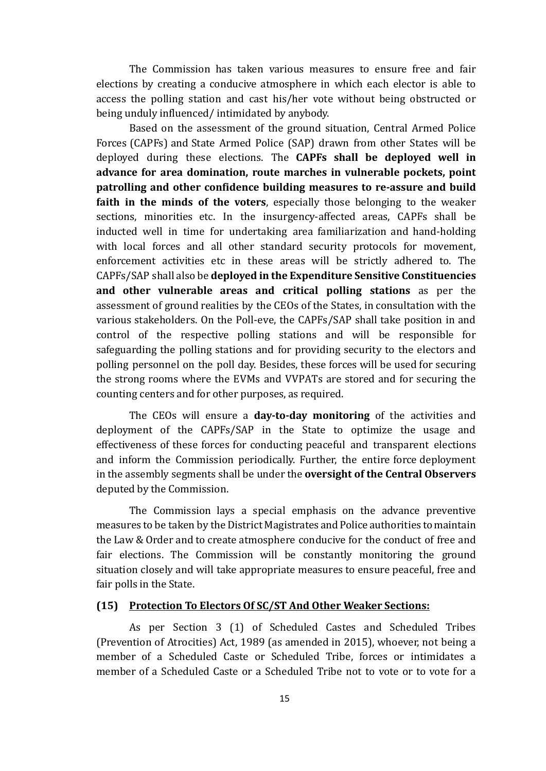The Commission has taken various measures to ensure free and fair elections by creating a conducive atmosphere in which each elector is able to access the polling station and cast his/her vote without being obstructed or being unduly influenced/ intimidated by anybody.

Based on the assessment of the ground situation, Central Armed Police Forces (CAPFs) and State Armed Police (SAP) drawn from other States will be deployed during these elections. The **CAPFs shall be deployed well in advance for area domination, route marches in vulnerable pockets, point patrolling and other confidence building measures to re-assure and build faith in the minds of the voters**, especially those belonging to the weaker sections, minorities etc. In the insurgency-affected areas, CAPFs shall be inducted well in time for undertaking area familiarization and hand-holding with local forces and all other standard security protocols for movement, enforcement activities etc in these areas will be strictly adhered to. The CAPFs/SAP shall also be **deployed in the Expenditure Sensitive Constituencies and other vulnerable areas and critical polling stations** as per the assessment of ground realities by the CEOs of the States, in consultation with the various stakeholders. On the Poll-eve, the CAPFs/SAP shall take position in and control of the respective polling stations and will be responsible for safeguarding the polling stations and for providing security to the electors and polling personnel on the poll day. Besides, these forces will be used for securing the strong rooms where the EVMs and VVPATs are stored and for securing the counting centers and for other purposes, as required.

The CEOs will ensure a **day-to-day monitoring** of the activities and deployment of the CAPFs/SAP in the State to optimize the usage and effectiveness of these forces for conducting peaceful and transparent elections and inform the Commission periodically. Further, the entire force deployment in the assembly segments shall be under the **oversight of the Central Observers** deputed by the Commission.

The Commission lays a special emphasis on the advance preventive measures to be taken by the District Magistrates and Police authorities to maintain the Law & Order and to create atmosphere conducive for the conduct of free and fair elections. The Commission will be constantly monitoring the ground situation closely and will take appropriate measures to ensure peaceful, free and fair polls in the State.

### (15) Protection To Electors Of SC/ST And Other Weaker Sections:

As per Section 3 (1) of Scheduled Castes and Scheduled Tribes (Prevention of Atrocities) Act, 1989 (as amended in 2015), whoever, not being a member of a Scheduled Caste or Scheduled Tribe, forces or intimidates a member of a Scheduled Caste or a Scheduled Tribe not to vote or to vote for a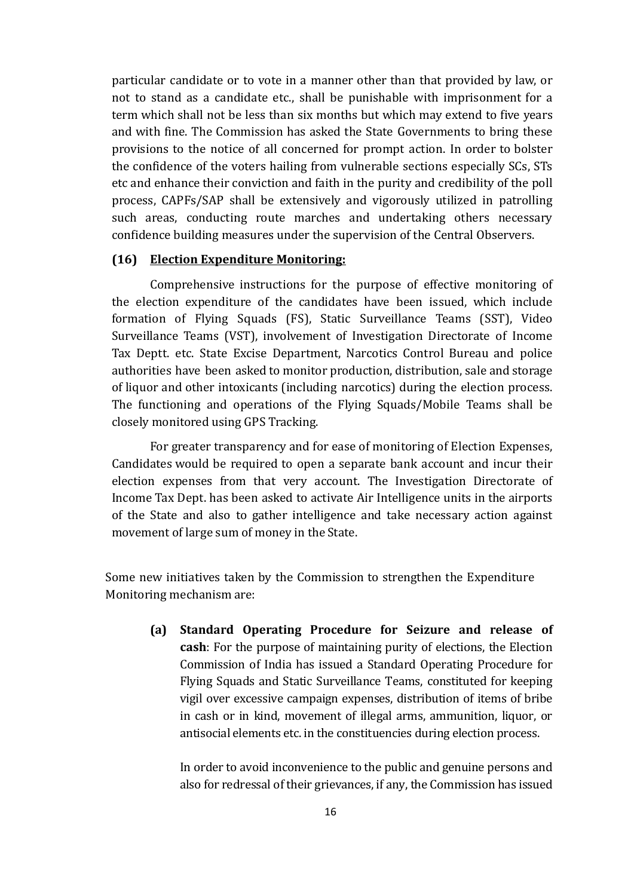particular candidate or to vote in a manner other than that provided by law, or not to stand as a candidate etc., shall be punishable with imprisonment for a term which shall not be less than six months but which may extend to five years and with fine. The Commission has asked the State Governments to bring these provisions to the notice of all concerned for prompt action. In order to bolster the confidence of the voters hailing from vulnerable sections especially SCs, STs etc and enhance their conviction and faith in the purity and credibility of the poll process, CAPFs/SAP shall be extensively and vigorously utilized in patrolling such areas, conducting route marches and undertaking others necessary confidence building measures under the supervision of the Central Observers.

**(16) Election Expenditure Monitoring:**

Comprehensive instructions for the purpose of effective monitoring of the election expenditure of the candidates have been issued, which include formation of Flying Squads (FS), Static Surveillance Teams (SST), Video Surveillance Teams (VST), involvement of Investigation Directorate of Income Tax Deptt. etc. State Excise Department, Narcotics Control Bureau and police authorities have been asked to monitor production, distribution, sale and storage of liquor and other intoxicants (including narcotics) during the election process. The functioning and operations of the Flying Squads/Mobile Teams shall be closely monitored using GPS Tracking.

For greater transparency and for ease of monitoring of Election Expenses, Candidates would be required to open a separate bank account and incur their election expenses from that very account. The Investigation Directorate of Income Tax Dept. has been asked to activate Air Intelligence units in the airports of the State and also to gather intelligence and take necessary action against movement of large sum of money in the State.

Some new initiatives taken by the Commission to strengthen the Expenditure Monitoring mechanism are:

**(a) Standard Operating Procedure for Seizure and release of cash**: For the purpose of maintaining purity of elections, the Election Commission of India has issued a Standard Operating Procedure for Flying Squads and Static Surveillance Teams, constituted for keeping vigil over excessive campaign expenses, distribution of items of bribe in cash or in kind, movement of illegal arms, ammunition, liquor, or antisocial elements etc. in the constituencies during election process.

In order to avoid inconvenience to the public and genuine persons and also for redressal of their grievances, if any, the Commission has issued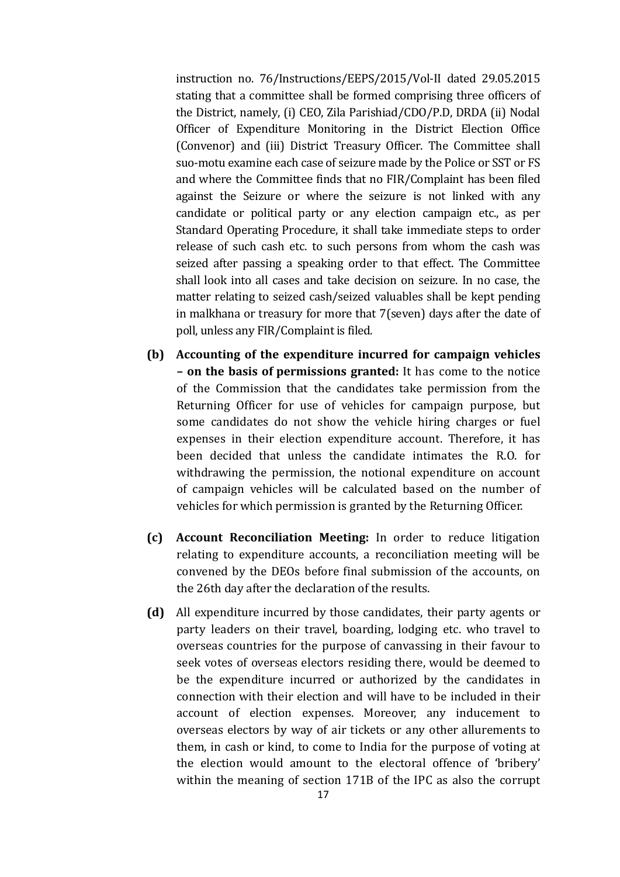instruction no. 76/Instructions/EEPS/2015/Vol-II dated 29.05.2015 stating that a committee shall be formed comprising three officers of the District, namely, (i) CEO, Zila Parishiad/CDO/P.D, DRDA (ii) Nodal Officer of Expenditure Monitoring in the District Election Office (Convenor) and (iii) District Treasury Officer. The Committee shall suo-motu examine each case of seizure made by the Police or SST or FS and where the Committee finds that no FIR/Complaint has been filed against the Seizure or where the seizure is not linked with any candidate or political party or any election campaign etc., as per Standard Operating Procedure, it shall take immediate steps to order release of such cash etc. to such persons from whom the cash was seized after passing a speaking order to that effect. The Committee shall look into all cases and take decision on seizure. In no case, the matter relating to seized cash/seized valuables shall be kept pending in malkhana or treasury for more that 7(seven) days after the date of poll, unless any FIR/Complaint is filed.

**(b) Accounting of the expenditure incurred for campaign vehicles – on the basis of permissions granted:** It has come to the notice of the Commission that the candidates take permission from the Returning Officer for use of vehicles for campaign purpose, but some candidates do not show the vehicle hiring charges or fuel expenses in their election expenditure account. Therefore, it has been decided that unless the candidate intimates the R.O. for withdrawing the permission, the notional expenditure on account of campaign vehicles will be calculated based on the number of vehicles for which permission is granted by the Returning Officer.

**(c) Account Reconciliation Meeting:** In order to reduce litigation relating to expenditure accounts, a reconciliation meeting will be convened by the DEOs before final submission of the accounts, on the 26th day after the declaration of the results.

**(d)** All expenditure incurred by those candidates, their party agents or party leaders on their travel, boarding, lodging etc. who travel to overseas countries for the purpose of canvassing in their favour to seek votes of overseas electors residing there, would be deemed to be the expenditure incurred or authorized by the candidates in connection with their election and will have to be included in their account of election expenses. Moreover, any inducement to overseas electors by way of air tickets or any other allurements to them, in cash or kind, to come to India for the purpose of voting at the election would amount to the electoral offence of 'bribery' within the meaning of section 171B of the IPC as also the corrupt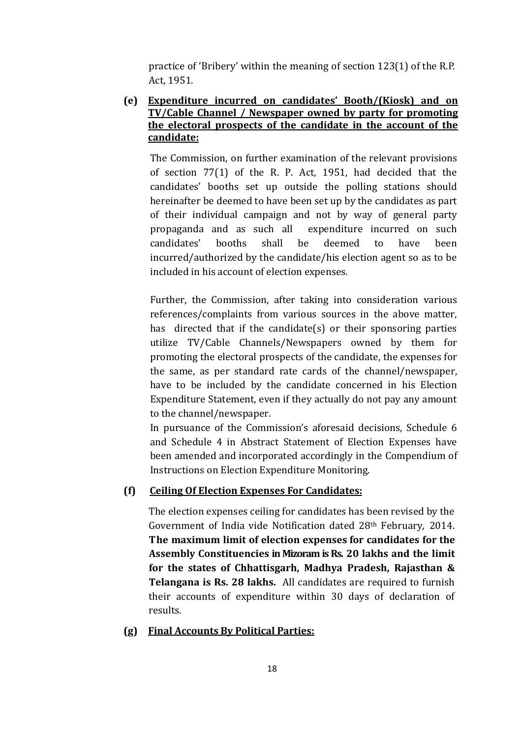practice of 'Bribery' within the meaning of section 123(1) of the R.P. Act, 1951.

**(e) Expenditure incurred on candidates' Booth/(Kiosk) and on TV/Cable Channel / Newspaper owned by party for promoting the electoral prospects of the candidate in the account of the candidate:**

The Commission, on further examination of the relevant provisions of section 77(1) of the R. P. Act, 1951, had decided that the candidates' booths set up outside the polling stations should hereinafter be deemed to have been set up by the candidates as part of their individual campaign and not by way of general party propaganda and as such all expenditure incurred on such candidates' booths shall be deemed to have been incurred/authorized by the candidate/his election agent so as to be included in his account of election expenses.

Further, the Commission, after taking into consideration various references/complaints from various sources in the above matter, has directed that if the candidate(s) or their sponsoring parties utilize TV/Cable Channels/Newspapers owned by them for promoting the electoral prospects of the candidate, the expenses for the same, as per standard rate cards of the channel/newspaper, have to be included by the candidate concerned in his Election Expenditure Statement, even if they actually do not pay any amount to the channel/newspaper.

In pursuance of the Commission's aforesaid decisions, Schedule 6 and Schedule 4 in Abstract Statement of Election Expenses have been amended and incorporated accordingly in the Compendium of Instructions on Election Expenditure Monitoring.

**(f) Ceiling Of Election Expenses For Candidates:**

The election expenses ceiling for candidates has been revised by the Government of India vide Notification dated 28th February, 2014. **The maximum limit of election expenses for candidates for the Assembly Constituencies in Mizoram is Rs. 20 lakhs and the limit for the states of Chhattisgarh, Madhya Pradesh, Rajasthan & Telangana is Rs. 28 lakhs.** All candidates are required to furnish their accounts of expenditure within 30 days of declaration of results.

**(g) Final Accounts By Political Parties:**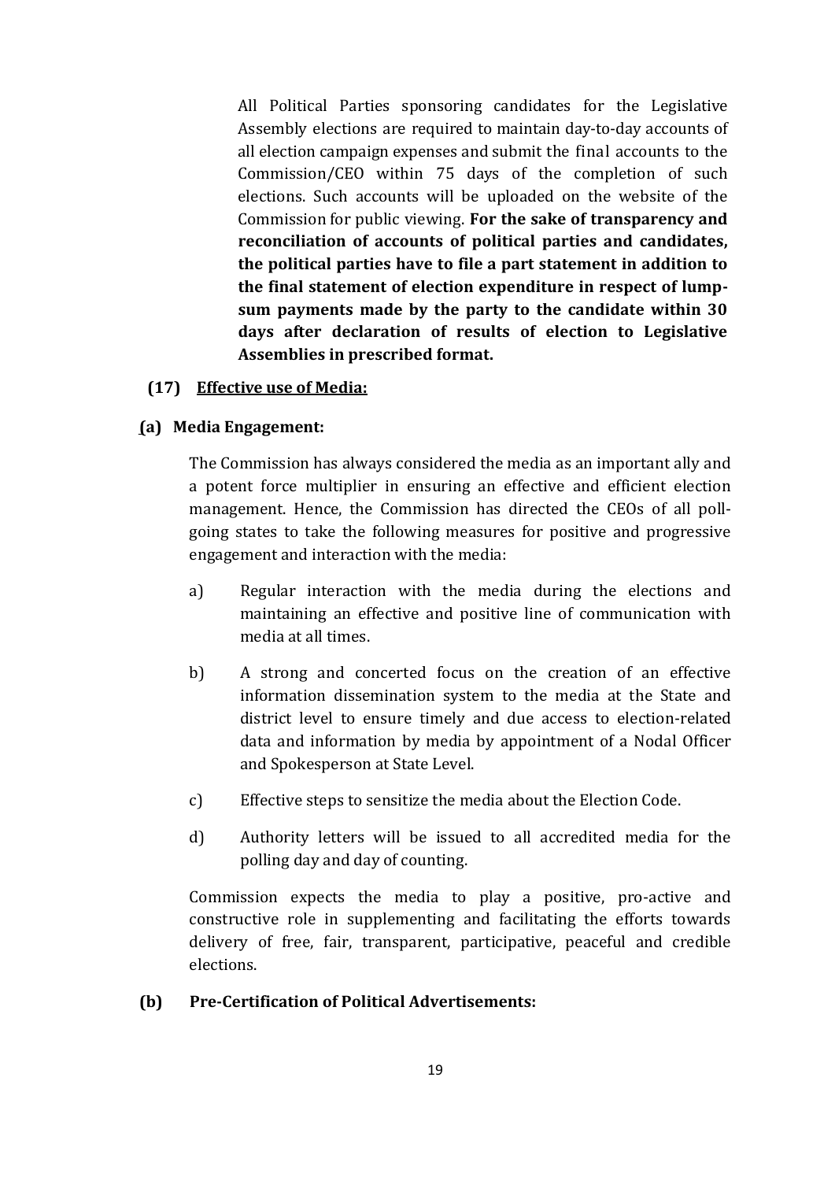All Political Parties sponsoring candidates for the Legislative Assembly elections are required to maintain day-to-day accounts of all election campaign expenses and submit the final accounts to the Commission/CEO within 75 days of the completion of such elections. Such accounts will be uploaded on the website of the Commission for public viewing. **For the sake of transparency and reconciliation of accounts of political parties and candidates, the political parties have to file a part statement in addition to the final statement of election expenditure in respect of lump-sum payments made by the party to the candidate within 30 days after declaration of results of election to Legislative Assemblies in prescribed format.**

**(17) <u>Effective use of Media:</u>**

**(a) Media Engagement:**

The Commission has always considered the media as an important ally and a potent force multiplier in ensuring an effective and efficient election management. Hence, the Commission has directed the CEOs of all poll-going states to take the following measures for positive and progressive engagement and interaction with the media:

a) Regular interaction with the media during the elections and maintaining an effective and positive line of communication with media at all times.

b) A strong and concerted focus on the creation of an effective information dissemination system to the media at the State and district level to ensure timely and due access to election-related data and information by media by appointment of a Nodal Officer and Spokesperson at State Level.

c) Effective steps to sensitize the media about the Election Code.

d) Authority letters will be issued to all accredited media for the polling day and day of counting.

Commission expects the media to play a positive, pro-active and constructive role in supplementing and facilitating the efforts towards delivery of free, fair, transparent, participative, peaceful and credible elections.

**(b) Pre-Certification of Political Advertisements:**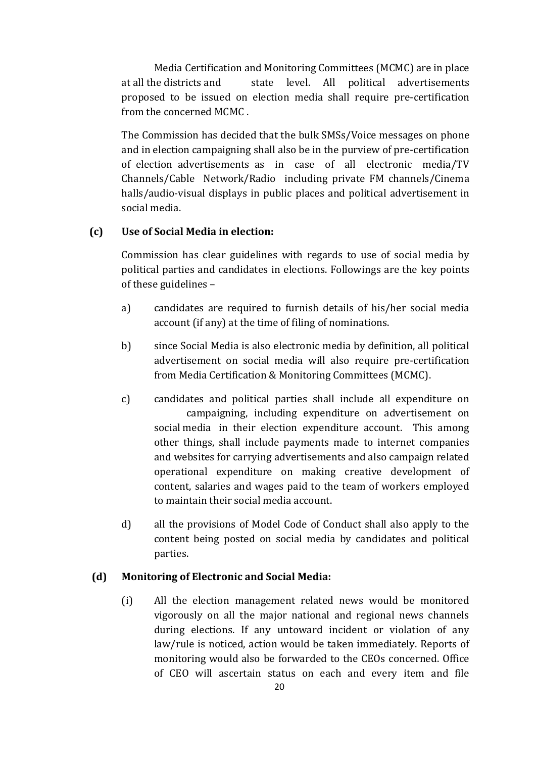Media Certification and Monitoring Committees (MCMC) are in place at all the districts and state level. All political advertisements proposed to be issued on election media shall require pre-certification from the concerned MCMC .

The Commission has decided that the bulk SMSs/Voice messages on phone and in election campaigning shall also be in the purview of pre-certification of election advertisements as in case of all electronic media/TV Channels/Cable Network/Radio including private FM channels/Cinema halls/audio-visual displays in public places and political advertisement in social media.

**(c) Use of Social Media in election:**

Commission has clear guidelines with regards to use of social media by political parties and candidates in elections. Followings are the key points of these guidelines –

a) candidates are required to furnish details of his/her social media account (if any) at the time of filing of nominations.

b) since Social Media is also electronic media by definition, all political advertisement on social media will also require pre-certification from Media Certification & Monitoring Committees (MCMC).

c) candidates and political parties shall include all expenditure on campaigning, including expenditure on advertisement on social media in their election expenditure account. This among other things, shall include payments made to internet companies and websites for carrying advertisements and also campaign related operational expenditure on making creative development of content, salaries and wages paid to the team of workers employed to maintain their social media account.

d) all the provisions of Model Code of Conduct shall also apply to the content being posted on social media by candidates and political parties.

**(d) Monitoring of Electronic and Social Media:**

(i) All the election management related news would be monitored vigorously on all the major national and regional news channels during elections. If any untoward incident or violation of any law/rule is noticed, action would be taken immediately. Reports of monitoring would also be forwarded to the CEOs concerned. Office of CEO will ascertain status on each and every item and file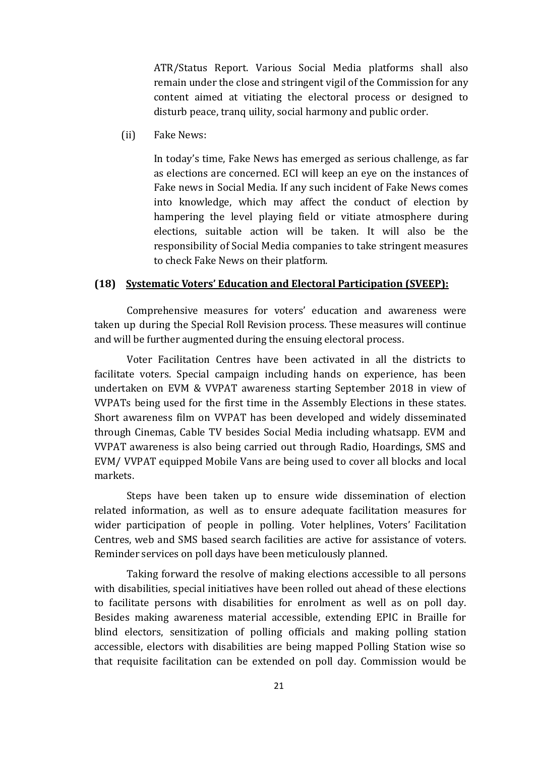ATR/Status Report. Various Social Media platforms shall also remain under the close and stringent vigil of the Commission for any content aimed at vitiating the electoral process or designed to disturb peace, tranq uility, social harmony and public order.

(ii) Fake News:

In today's time, Fake News has emerged as serious challenge, as far as elections are concerned. ECI will keep an eye on the instances of Fake news in Social Media. If any such incident of Fake News comes into knowledge, which may affect the conduct of election by hampering the level playing field or vitiate atmosphere during elections, suitable action will be taken. It will also be the responsibility of Social Media companies to take stringent measures to check Fake News on their platform.

**(18) <u>Systematic Voters' Education and Electoral Participation (SVEEP):</u>**

Comprehensive measures for voters' education and awareness were taken up during the Special Roll Revision process. These measures will continue and will be further augmented during the ensuing electoral process.

Voter Facilitation Centres have been activated in all the districts to facilitate voters. Special campaign including hands on experience, has been undertaken on EVM & VVPAT awareness starting September 2018 in view of VVPATs being used for the first time in the Assembly Elections in these states. Short awareness film on VVPAT has been developed and widely disseminated through Cinemas, Cable TV besides Social Media including whatsapp. EVM and VVPAT awareness is also being carried out through Radio, Hoardings, SMS and EVM/ VVPAT equipped Mobile Vans are being used to cover all blocks and local markets.

Steps have been taken up to ensure wide dissemination of election related information, as well as to ensure adequate facilitation measures for wider participation of people in polling. Voter helplines, Voters' Facilitation Centres, web and SMS based search facilities are active for assistance of voters. Reminder services on poll days have been meticulously planned.

Taking forward the resolve of making elections accessible to all persons with disabilities, special initiatives have been rolled out ahead of these elections to facilitate persons with disabilities for enrolment as well as on poll day. Besides making awareness material accessible, extending EPIC in Braille for blind electors, sensitization of polling officials and making polling station accessible, electors with disabilities are being mapped Polling Station wise so that requisite facilitation can be extended on poll day. Commission would be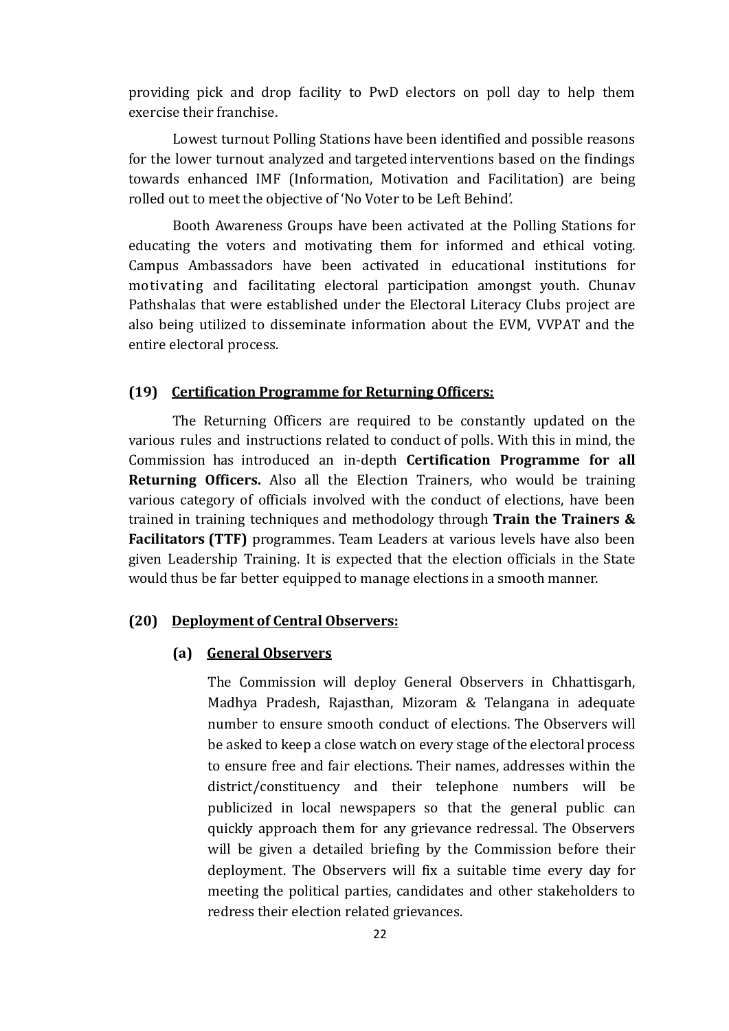providing pick and drop facility to PwD electors on poll day to help them exercise their franchise.

Lowest turnout Polling Stations have been identified and possible reasons for the lower turnout analyzed and targeted interventions based on the findings towards enhanced IMF (Information, Motivation and Facilitation) are being rolled out to meet the objective of 'No Voter to be Left Behind'.

Booth Awareness Groups have been activated at the Polling Stations for educating the voters and motivating them for informed and ethical voting. Campus Ambassadors have been activated in educational institutions for motivating and facilitating electoral participation amongst youth. Chunav Pathshalas that were established under the Electoral Literacy Clubs project are also being utilized to disseminate information about the EVM, VVPAT and the entire electoral process.

### (19) Certification Programme for Returning Officers:

The Returning Officers are required to be constantly updated on the various rules and instructions related to conduct of polls. With this in mind, the Commission has introduced an in-depth **Certification Programme for all Returning Officers.** Also all the Election Trainers, who would be training various category of officials involved with the conduct of elections, have been trained in training techniques and methodology through **Train the Trainers & Facilitators (TTF)** programmes. Team Leaders at various levels have also been given Leadership Training. It is expected that the election officials in the State would thus be far better equipped to manage elections in a smooth manner.

### (20) Deployment of Central Observers:

#### (a) General Observers

The Commission will deploy General Observers in Chhattisgarh, Madhya Pradesh, Rajasthan, Mizoram & Telangana in adequate number to ensure smooth conduct of elections. The Observers will be asked to keep a close watch on every stage of the electoral process to ensure free and fair elections. Their names, addresses within the district/constituency and their telephone numbers will be publicized in local newspapers so that the general public can quickly approach them for any grievance redressal. The Observers will be given a detailed briefing by the Commission before their deployment. The Observers will fix a suitable time every day for meeting the political parties, candidates and other stakeholders to redress their election related grievances.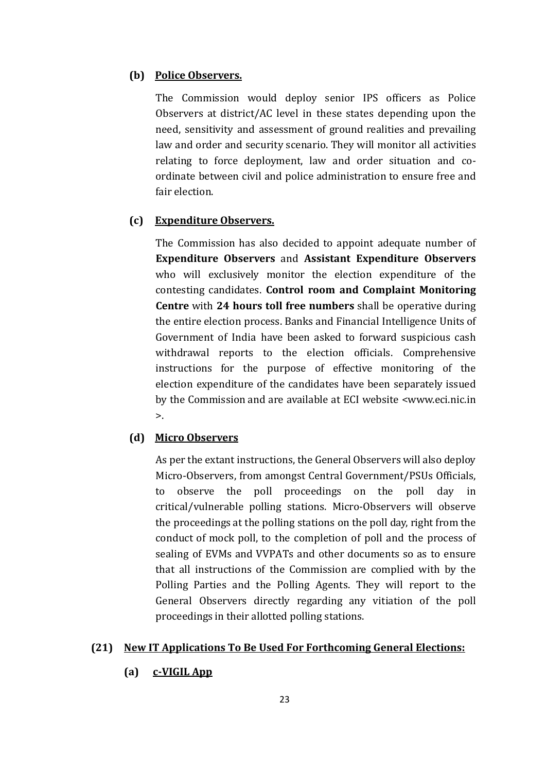**(b) <u>Police Observers.</u>**

The Commission would deploy senior IPS officers as Police Observers at district/AC level in these states depending upon the need, sensitivity and assessment of ground realities and prevailing law and order and security scenario. They will monitor all activities relating to force deployment, law and order situation and co-ordinate between civil and police administration to ensure free and fair election.

**(c) <u>Expenditure Observers.</u>**

The Commission has also decided to appoint adequate number of **Expenditure Observers** and **Assistant Expenditure Observers** who will exclusively monitor the election expenditure of the contesting candidates. **Control room and Complaint Monitoring Centre** with **24 hours toll free numbers** shall be operative during the entire election process. Banks and Financial Intelligence Units of Government of India have been asked to forward suspicious cash withdrawal reports to the election officials. Comprehensive instructions for the purpose of effective monitoring of the election expenditure of the candidates have been separately issued by the Commission and are available at ECI website <www.eci.nic.in >.

**(d) <u>Micro Observers</u>**

As per the extant instructions, the General Observers will also deploy Micro-Observers, from amongst Central Government/PSUs Officials, to observe the poll proceedings on the poll day in critical/vulnerable polling stations. Micro-Observers will observe the proceedings at the polling stations on the poll day, right from the conduct of mock poll, to the completion of poll and the process of sealing of EVMs and VVPATs and other documents so as to ensure that all instructions of the Commission are complied with by the Polling Parties and the Polling Agents. They will report to the General Observers directly regarding any vitiation of the poll proceedings in their allotted polling stations.

## (21) <u>New IT Applications To Be Used For Forthcoming General Elections:</u>

**(a) <u>c-VIGIL App</u>**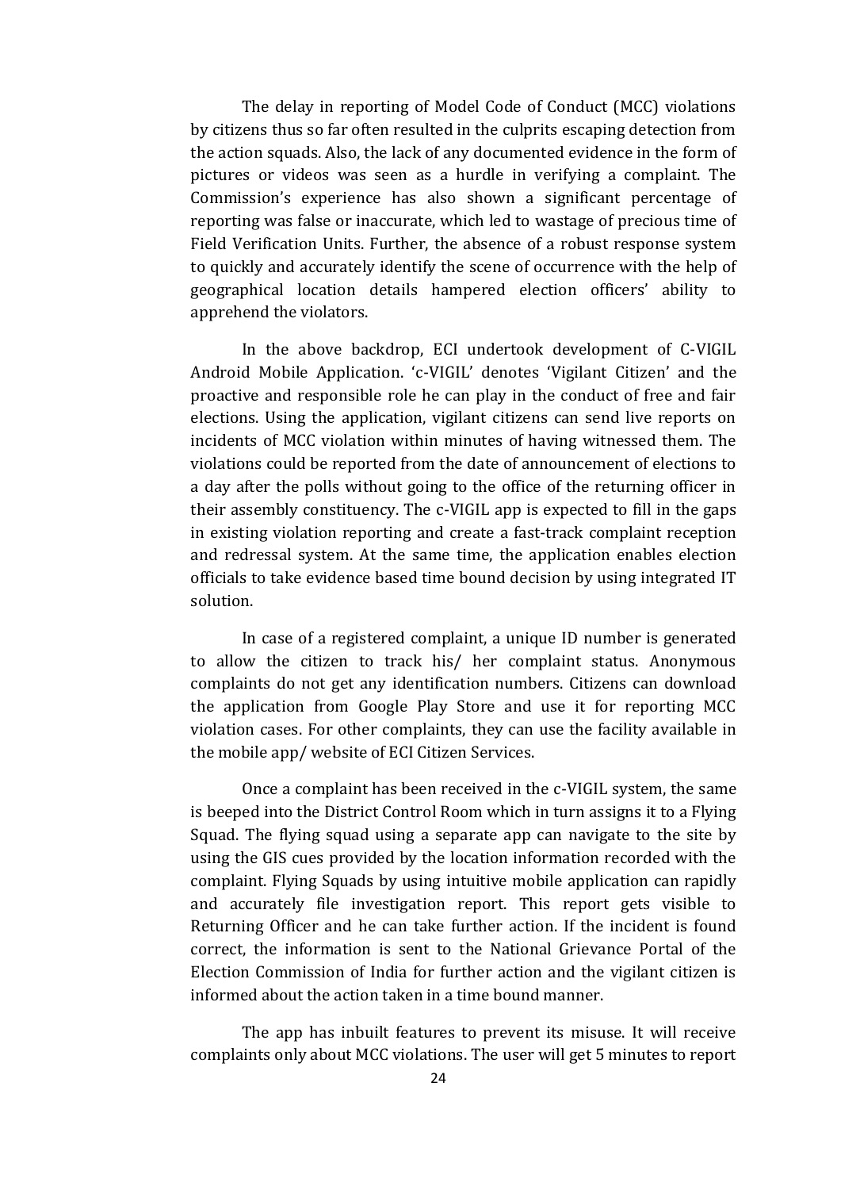The delay in reporting of Model Code of Conduct (MCC) violations by citizens thus so far often resulted in the culprits escaping detection from the action squads. Also, the lack of any documented evidence in the form of pictures or videos was seen as a hurdle in verifying a complaint. The Commission's experience has also shown a significant percentage of reporting was false or inaccurate, which led to wastage of precious time of Field Verification Units. Further, the absence of a robust response system to quickly and accurately identify the scene of occurrence with the help of geographical location details hampered election officers' ability to apprehend the violators.

In the above backdrop, ECI undertook development of C-VIGIL Android Mobile Application. 'c-VIGIL' denotes 'Vigilant Citizen' and the proactive and responsible role he can play in the conduct of free and fair elections. Using the application, vigilant citizens can send live reports on incidents of MCC violation within minutes of having witnessed them. The violations could be reported from the date of announcement of elections to a day after the polls without going to the office of the returning officer in their assembly constituency. The c-VIGIL app is expected to fill in the gaps in existing violation reporting and create a fast-track complaint reception and redressal system. At the same time, the application enables election officials to take evidence based time bound decision by using integrated IT solution.

In case of a registered complaint, a unique ID number is generated to allow the citizen to track his/ her complaint status. Anonymous complaints do not get any identification numbers. Citizens can download the application from Google Play Store and use it for reporting MCC violation cases. For other complaints, they can use the facility available in the mobile app/ website of ECI Citizen Services.

Once a complaint has been received in the c-VIGIL system, the same is beeped into the District Control Room which in turn assigns it to a Flying Squad. The flying squad using a separate app can navigate to the site by using the GIS cues provided by the location information recorded with the complaint. Flying Squads by using intuitive mobile application can rapidly and accurately file investigation report. This report gets visible to Returning Officer and he can take further action. If the incident is found correct, the information is sent to the National Grievance Portal of the Election Commission of India for further action and the vigilant citizen is informed about the action taken in a time bound manner.

The app has inbuilt features to prevent its misuse. It will receive complaints only about MCC violations. The user will get 5 minutes to report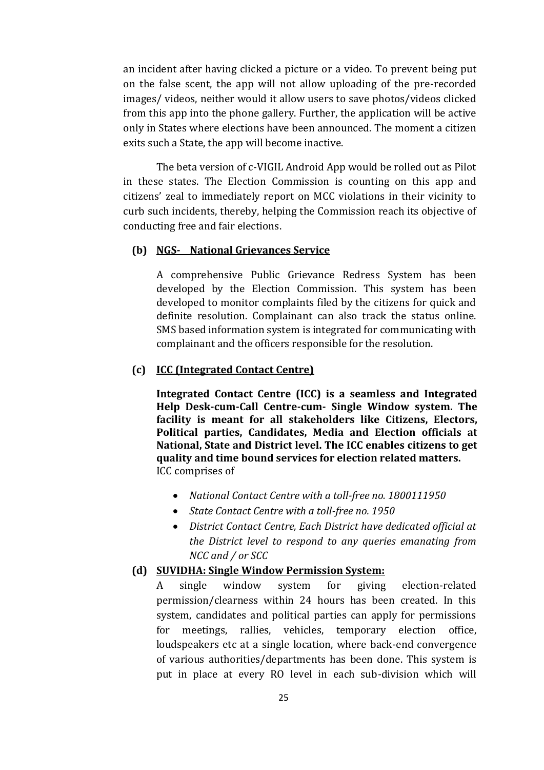an incident after having clicked a picture or a video. To prevent being put on the false scent, the app will not allow uploading of the pre-recorded images/ videos, neither would it allow users to save photos/videos clicked from this app into the phone gallery. Further, the application will be active only in States where elections have been announced. The moment a citizen exits such a State, the app will become inactive.

The beta version of c-VIGIL Android App would be rolled out as Pilot in these states. The Election Commission is counting on this app and citizens' zeal to immediately report on MCC violations in their vicinity to curb such incidents, thereby, helping the Commission reach its objective of conducting free and fair elections.

**(b) NGS- National Grievances Service**

A comprehensive Public Grievance Redress System has been developed by the Election Commission. This system has been developed to monitor complaints filed by the citizens for quick and definite resolution. Complainant can also track the status online. SMS based information system is integrated for communicating with complainant and the officers responsible for the resolution.

**(c) ICC (Integrated Contact Centre)**

**Integrated Contact Centre (ICC) is a seamless and Integrated Help Desk-cum-Call Centre-cum- Single Window system. The facility is meant for all stakeholders like Citizens, Electors, Political parties, Candidates, Media and Election officials at National, State and District level. The ICC enables citizens to get quality and time bound services for election related matters.**
ICC comprises of

- *National Contact Centre with a toll-free no. 1800111950*
- *State Contact Centre with a toll-free no. 1950*
- *District Contact Centre, Each District have dedicated official at the District level to respond to any queries emanating from NCC and / or SCC*

**(d) SUVIDHA: Single Window Permission System:**

A single window system for giving election-related permission/clearness within 24 hours has been created. In this system, candidates and political parties can apply for permissions for meetings, rallies, vehicles, temporary election office, loudspeakers etc at a single location, where back-end convergence of various authorities/departments has been done. This system is put in place at every RO level in each sub-division which will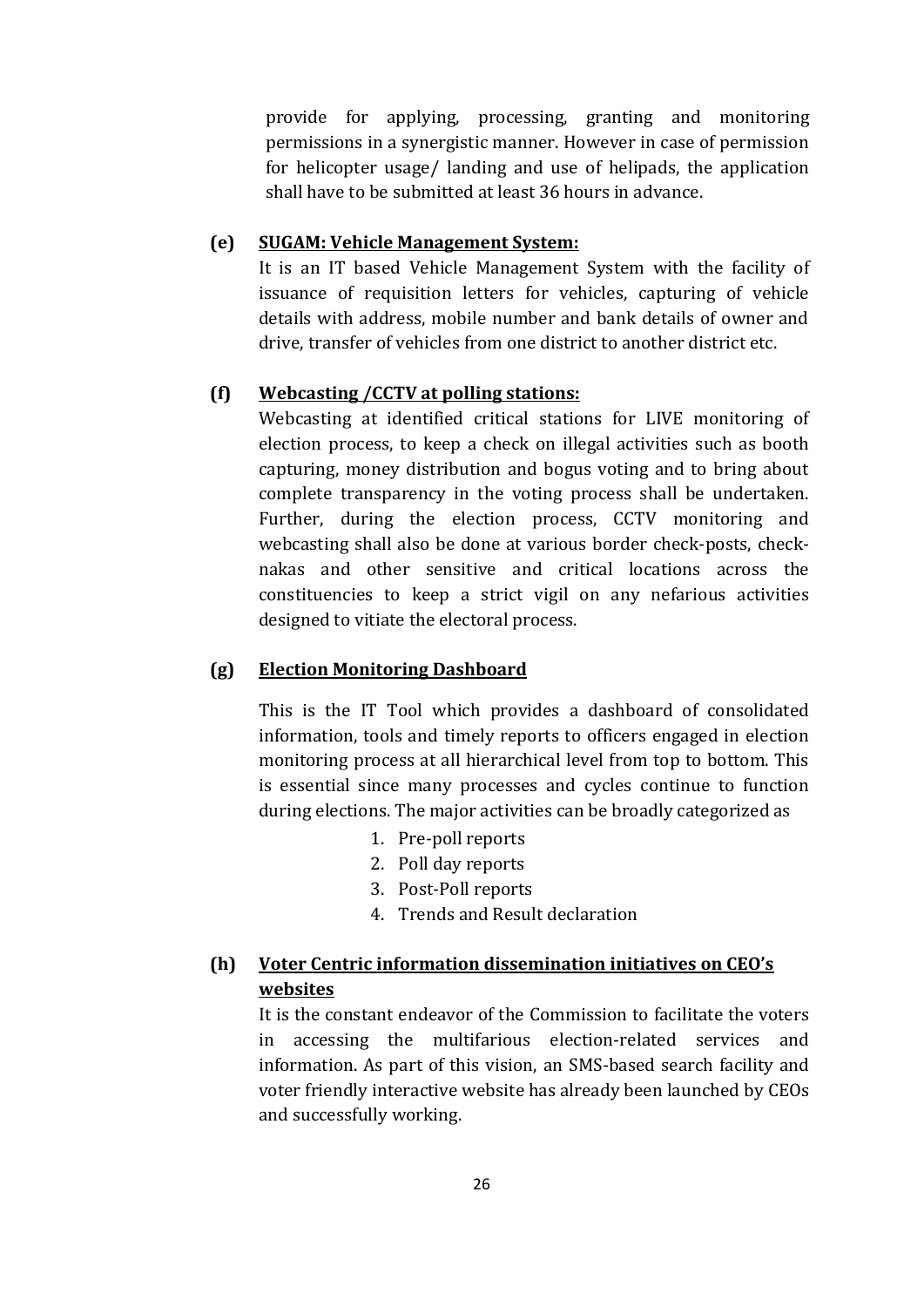provide for applying, processing, granting and monitoring permissions in a synergistic manner. However in case of permission for helicopter usage/ landing and use of helipads, the application shall have to be submitted at least 36 hours in advance.

**(e) SUGAM: Vehicle Management System:**

It is an IT based Vehicle Management System with the facility of issuance of requisition letters for vehicles, capturing of vehicle details with address, mobile number and bank details of owner and drive, transfer of vehicles from one district to another district etc.

**(f) Webcasting /CCTV at polling stations:**

Webcasting at identified critical stations for LIVE monitoring of election process, to keep a check on illegal activities such as booth capturing, money distribution and bogus voting and to bring about complete transparency in the voting process shall be undertaken. Further, during the election process, CCTV monitoring and webcasting shall also be done at various border check-posts, check-nakas and other sensitive and critical locations across the constituencies to keep a strict vigil on any nefarious activities designed to vitiate the electoral process.

**(g) Election Monitoring Dashboard**

This is the IT Tool which provides a dashboard of consolidated information, tools and timely reports to officers engaged in election monitoring process at all hierarchical level from top to bottom. This is essential since many processes and cycles continue to function during elections. The major activities can be broadly categorized as

1. Pre-poll reports
2. Poll day reports
3. Post-Poll reports
4. Trends and Result declaration

**(h) Voter Centric information dissemination initiatives on CEO's websites**

It is the constant endeavor of the Commission to facilitate the voters in accessing the multifarious election-related services and information. As part of this vision, an SMS-based search facility and voter friendly interactive website has already been launched by CEOs and successfully working.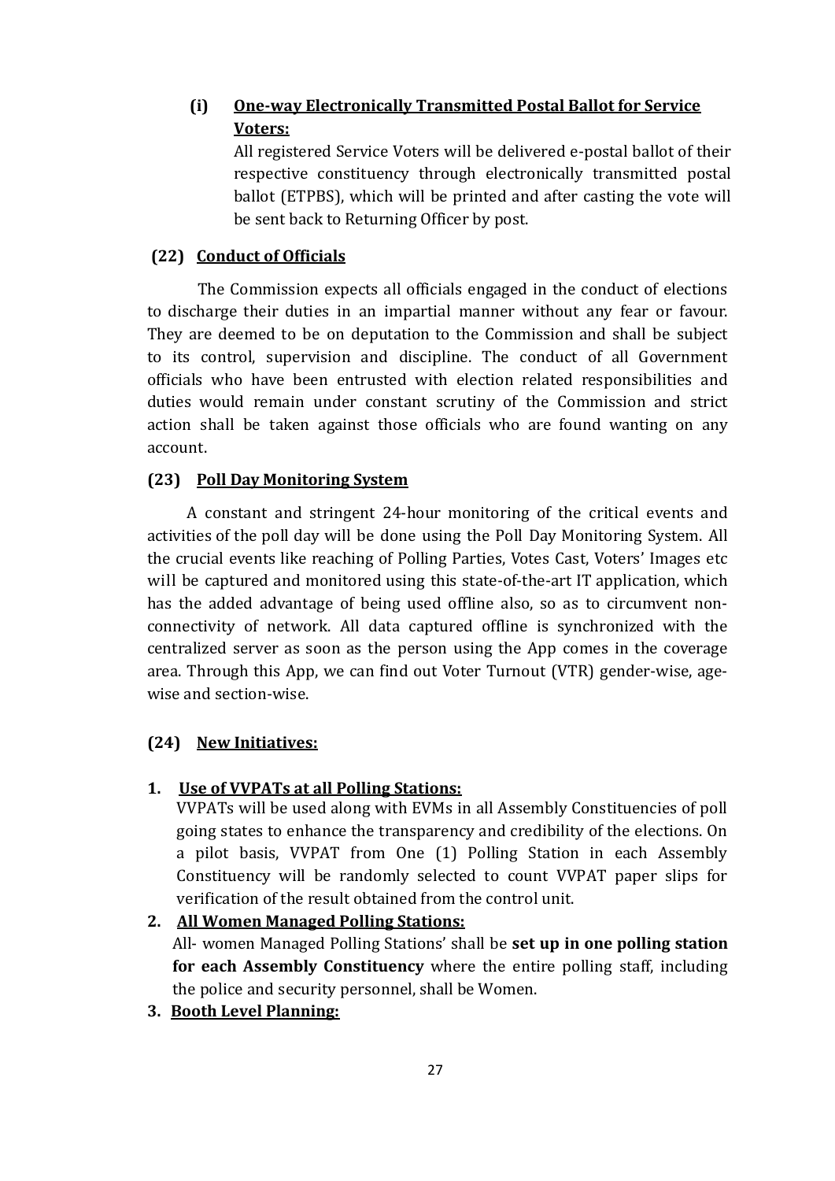**(i) One-way Electronically Transmitted Postal Ballot for Service Voters:**

All registered Service Voters will be delivered e-postal ballot of their respective constituency through electronically transmitted postal ballot (ETPBS), which will be printed and after casting the vote will be sent back to Returning Officer by post.

### (22) Conduct of Officials

The Commission expects all officials engaged in the conduct of elections to discharge their duties in an impartial manner without any fear or favour. They are deemed to be on deputation to the Commission and shall be subject to its control, supervision and discipline. The conduct of all Government officials who have been entrusted with election related responsibilities and duties would remain under constant scrutiny of the Commission and strict action shall be taken against those officials who are found wanting on any account.

### (23) Poll Day Monitoring System

A constant and stringent 24-hour monitoring of the critical events and activities of the poll day will be done using the Poll Day Monitoring System. All the crucial events like reaching of Polling Parties, Votes Cast, Voters' Images etc will be captured and monitored using this state-of-the-art IT application, which has the added advantage of being used offline also, so as to circumvent non-connectivity of network. All data captured offline is synchronized with the centralized server as soon as the person using the App comes in the coverage area. Through this App, we can find out Voter Turnout (VTR) gender-wise, age-wise and section-wise.

### (24) New Initiatives:

1. **Use of VVPATs at all Polling Stations:**
   VVPATs will be used along with EVMs in all Assembly Constituencies of poll going states to enhance the transparency and credibility of the elections. On a pilot basis, VVPAT from One (1) Polling Station in each Assembly Constituency will be randomly selected to count VVPAT paper slips for verification of the result obtained from the control unit.
2. **All Women Managed Polling Stations:**
   All- women Managed Polling Stations' shall be **set up in one polling station for each Assembly Constituency** where the entire polling staff, including the police and security personnel, shall be Women.
3. **Booth Level Planning:**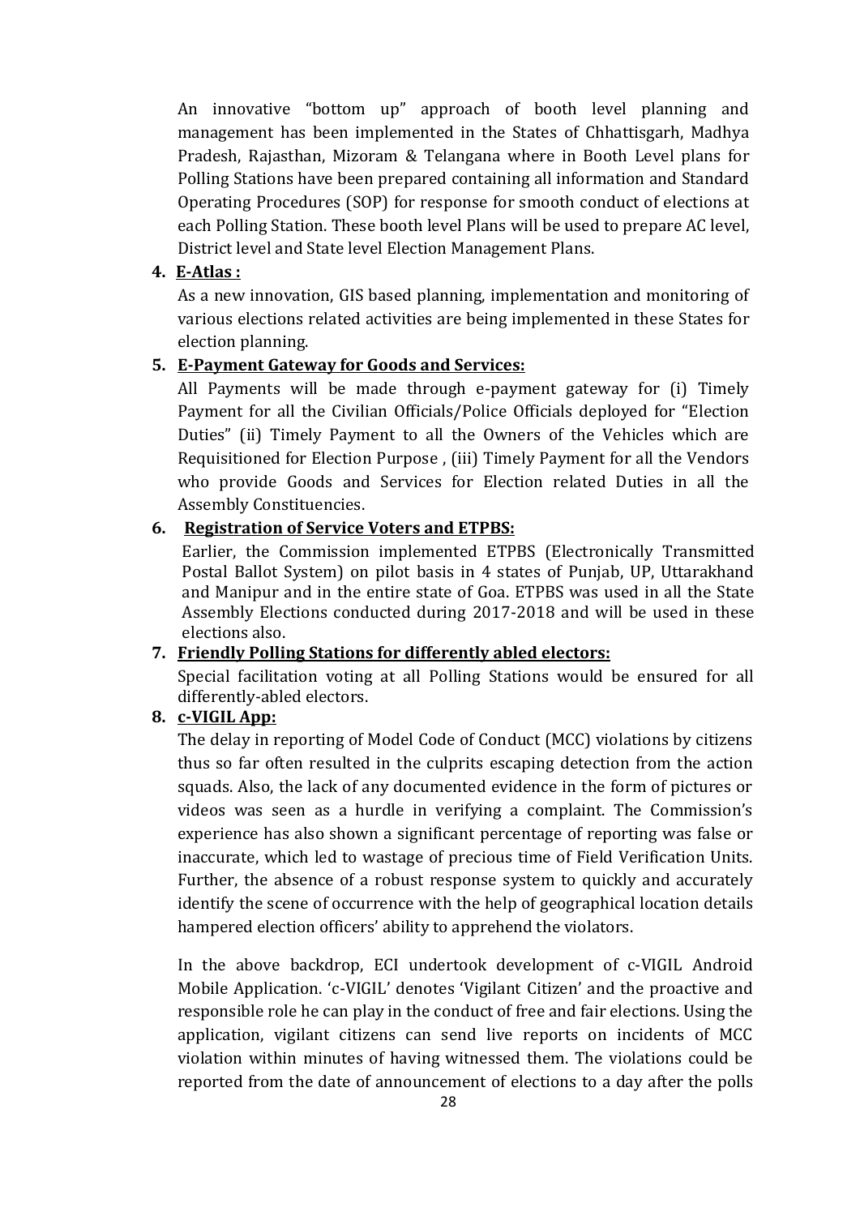An innovative "bottom up" approach of booth level planning and management has been implemented in the States of Chhattisgarh, Madhya Pradesh, Rajasthan, Mizoram & Telangana where in Booth Level plans for Polling Stations have been prepared containing all information and Standard Operating Procedures (SOP) for response for smooth conduct of elections at each Polling Station. These booth level Plans will be used to prepare AC level, District level and State level Election Management Plans.

**4. <u>E-Atlas :</u>**

As a new innovation, GIS based planning, implementation and monitoring of various elections related activities are being implemented in these States for election planning.

**5. <u>E-Payment Gateway for Goods and Services:</u>**

All Payments will be made through e-payment gateway for (i) Timely Payment for all the Civilian Officials/Police Officials deployed for "Election Duties" (ii) Timely Payment to all the Owners of the Vehicles which are Requisitioned for Election Purpose , (iii) Timely Payment for all the Vendors who provide Goods and Services for Election related Duties in all the Assembly Constituencies.

**6. <u>Registration of Service Voters and ETPBS:</u>**

Earlier, the Commission implemented ETPBS (Electronically Transmitted Postal Ballot System) on pilot basis in 4 states of Punjab, UP, Uttarakhand and Manipur and in the entire state of Goa. ETPBS was used in all the State Assembly Elections conducted during 2017-2018 and will be used in these elections also.

**7. <u>Friendly Polling Stations for differently abled electors:</u>**

Special facilitation voting at all Polling Stations would be ensured for all differently-abled electors.

**8. <u>c-VIGIL App:</u>**

The delay in reporting of Model Code of Conduct (MCC) violations by citizens thus so far often resulted in the culprits escaping detection from the action squads. Also, the lack of any documented evidence in the form of pictures or videos was seen as a hurdle in verifying a complaint. The Commission's experience has also shown a significant percentage of reporting was false or inaccurate, which led to wastage of precious time of Field Verification Units. Further, the absence of a robust response system to quickly and accurately identify the scene of occurrence with the help of geographical location details hampered election officers' ability to apprehend the violators.

In the above backdrop, ECI undertook development of c-VIGIL Android Mobile Application. 'c-VIGIL' denotes 'Vigilant Citizen' and the proactive and responsible role he can play in the conduct of free and fair elections. Using the application, vigilant citizens can send live reports on incidents of MCC violation within minutes of having witnessed them. The violations could be reported from the date of announcement of elections to a day after the polls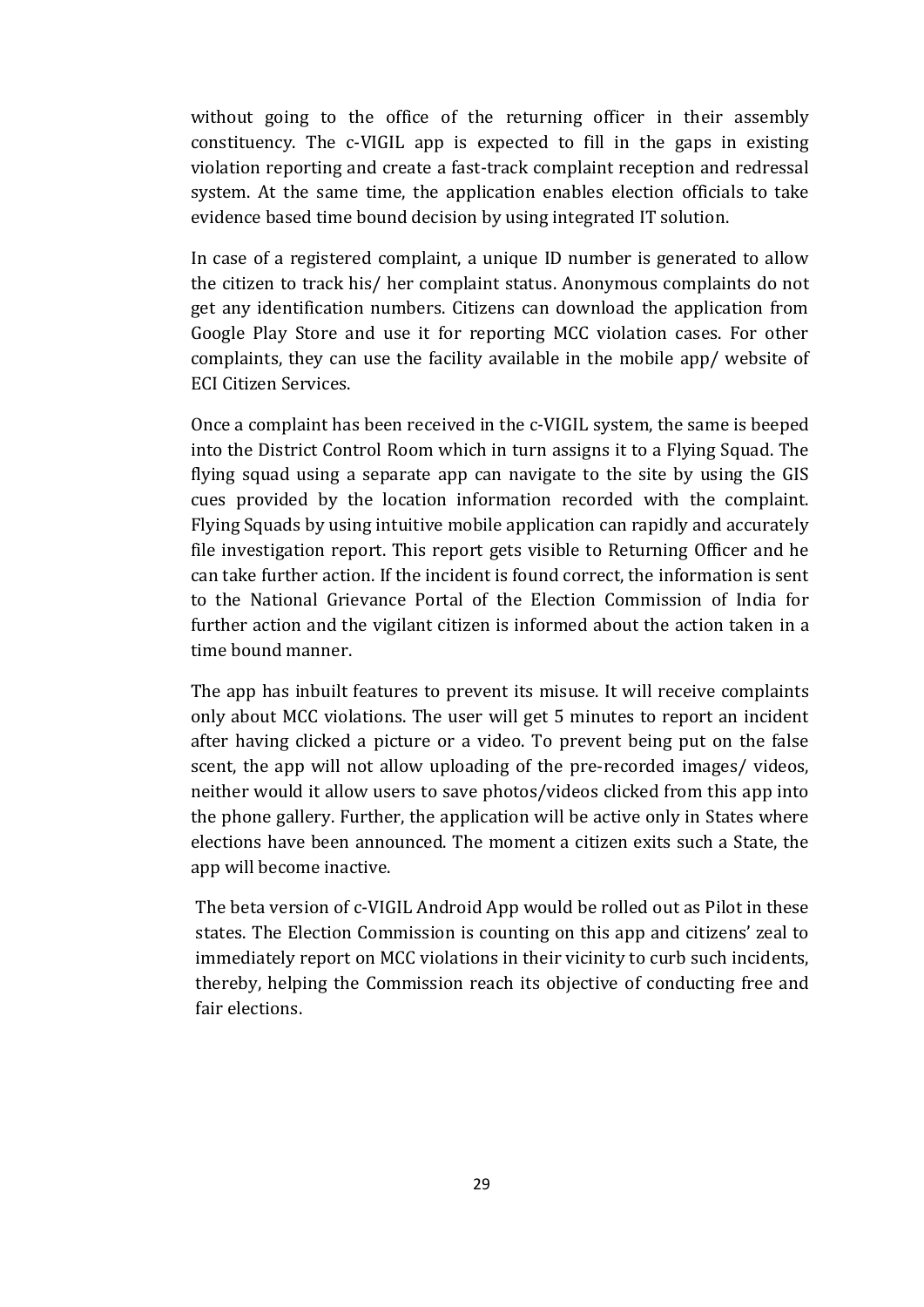without going to the office of the returning officer in their assembly constituency. The c-VIGIL app is expected to fill in the gaps in existing violation reporting and create a fast-track complaint reception and redressal system. At the same time, the application enables election officials to take evidence based time bound decision by using integrated IT solution.

In case of a registered complaint, a unique ID number is generated to allow the citizen to track his/ her complaint status. Anonymous complaints do not get any identification numbers. Citizens can download the application from Google Play Store and use it for reporting MCC violation cases. For other complaints, they can use the facility available in the mobile app/ website of ECI Citizen Services.

Once a complaint has been received in the c-VIGIL system, the same is beeped into the District Control Room which in turn assigns it to a Flying Squad. The flying squad using a separate app can navigate to the site by using the GIS cues provided by the location information recorded with the complaint. Flying Squads by using intuitive mobile application can rapidly and accurately file investigation report. This report gets visible to Returning Officer and he can take further action. If the incident is found correct, the information is sent to the National Grievance Portal of the Election Commission of India for further action and the vigilant citizen is informed about the action taken in a time bound manner.

The app has inbuilt features to prevent its misuse. It will receive complaints only about MCC violations. The user will get 5 minutes to report an incident after having clicked a picture or a video. To prevent being put on the false scent, the app will not allow uploading of the pre-recorded images/ videos, neither would it allow users to save photos/videos clicked from this app into the phone gallery. Further, the application will be active only in States where elections have been announced. The moment a citizen exits such a State, the app will become inactive.

The beta version of c-VIGIL Android App would be rolled out as Pilot in these states. The Election Commission is counting on this app and citizens' zeal to immediately report on MCC violations in their vicinity to curb such incidents, thereby, helping the Commission reach its objective of conducting free and fair elections.